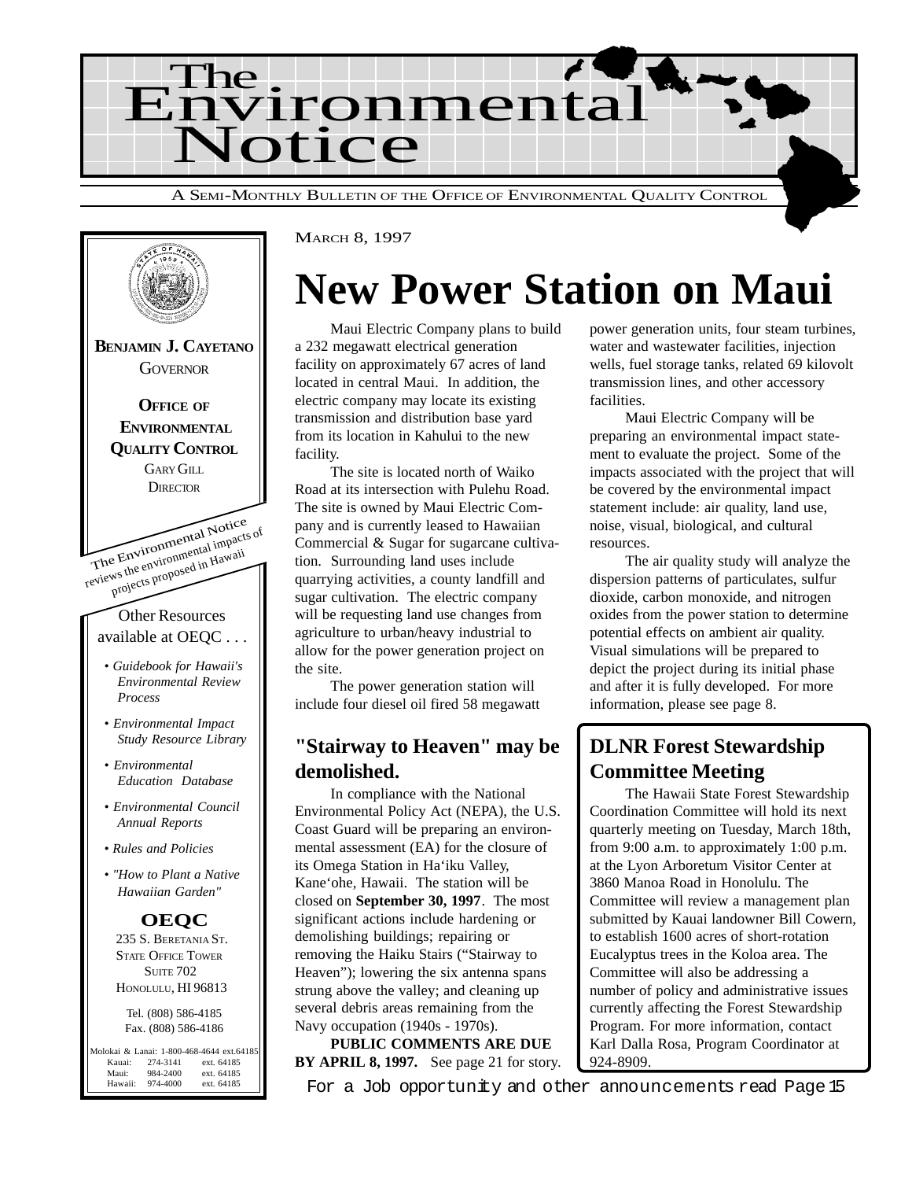# The Environmental Notice

A SEMI-MONTHLY BULLETIN OF THE OFFICE OF ENVIRONMENTAL QUALITY CONTROL

**BENJAMIN J. CAYETANO**
GOVERNOR

**OFFICE OF ENVIRONMENTAL QUALITY CONTROL**
GARY GILL
DIRECTOR

The Environmental Notice reviews the environmental impacts of projects proposed in Hawaii

Other Resources available at OEQC . . .

- *Guidebook for Hawaii's Environmental Review Process*
- *Environmental Impact Study Resource Library*
- *Environmental Education Database*
- *Environmental Council Annual Reports*
- *Rules and Policies*
- *"How to Plant a Native Hawaiian Garden"*

**OEQC**
235 S. BERETANIA ST.
STATE OFFICE TOWER
SUITE 702
HONOLULU, HI 96813

Tel. (808) 586-4185
Fax. (808) 586-4186

Molokai & Lanai: 1-800-468-4644 ext.64185
Kauai: 274-3141 ext. 64185
Maui: 984-2400 ext. 64185
Hawaii: 974-4000 ext. 64185

MARCH 8, 1997

# New Power Station on Maui

Maui Electric Company plans to build a 232 megawatt electrical generation facility on approximately 67 acres of land located in central Maui. In addition, the electric company may locate its existing transmission and distribution base yard from its location in Kahului to the new facility.

The site is located north of Waiko Road at its intersection with Pulehu Road. The site is owned by Maui Electric Company and is currently leased to Hawaiian Commercial & Sugar for sugarcane cultivation. Surrounding land uses include quarrying activities, a county landfill and sugar cultivation. The electric company will be requesting land use changes from agriculture to urban/heavy industrial to allow for the power generation project on the site.

The power generation station will include four diesel oil fired 58 megawatt power generation units, four steam turbines, water and wastewater facilities, injection wells, fuel storage tanks, related 69 kilovolt transmission lines, and other accessory facilities.

Maui Electric Company will be preparing an environmental impact statement to evaluate the project. Some of the impacts associated with the project that will be covered by the environmental impact statement include: air quality, land use, noise, visual, biological, and cultural resources.

The air quality study will analyze the dispersion patterns of particulates, sulfur dioxide, carbon monoxide, and nitrogen oxides from the power station to determine potential effects on ambient air quality. Visual simulations will be prepared to depict the project during its initial phase and after it is fully developed. For more information, please see page 8.

## "Stairway to Heaven" may be demolished.

In compliance with the National Environmental Policy Act (NEPA), the U.S. Coast Guard will be preparing an environmental assessment (EA) for the closure of its Omega Station in Ha'iku Valley, Kane'ohe, Hawaii. The station will be closed on **September 30, 1997**. The most significant actions include hardening or demolishing buildings; repairing or removing the Haiku Stairs ("Stairway to Heaven"); lowering the six antenna spans strung above the valley; and cleaning up several debris areas remaining from the Navy occupation (1940s - 1970s).

**PUBLIC COMMENTS ARE DUE BY APRIL 8, 1997.** See page 21 for story.

## DLNR Forest Stewardship Committee Meeting

The Hawaii State Forest Stewardship Coordination Committee will hold its next quarterly meeting on Tuesday, March 18th, from 9:00 a.m. to approximately 1:00 p.m. at the Lyon Arboretum Visitor Center at 3860 Manoa Road in Honolulu. The Committee will review a management plan submitted by Kauai landowner Bill Cowern, to establish 1600 acres of short-rotation Eucalyptus trees in the Koloa area. The Committee will also be addressing a number of policy and administrative issues currently affecting the Forest Stewardship Program. For more information, contact Karl Dalla Rosa, Program Coordinator at 924-8909.

For a Job opportunity and other announcements read Page 15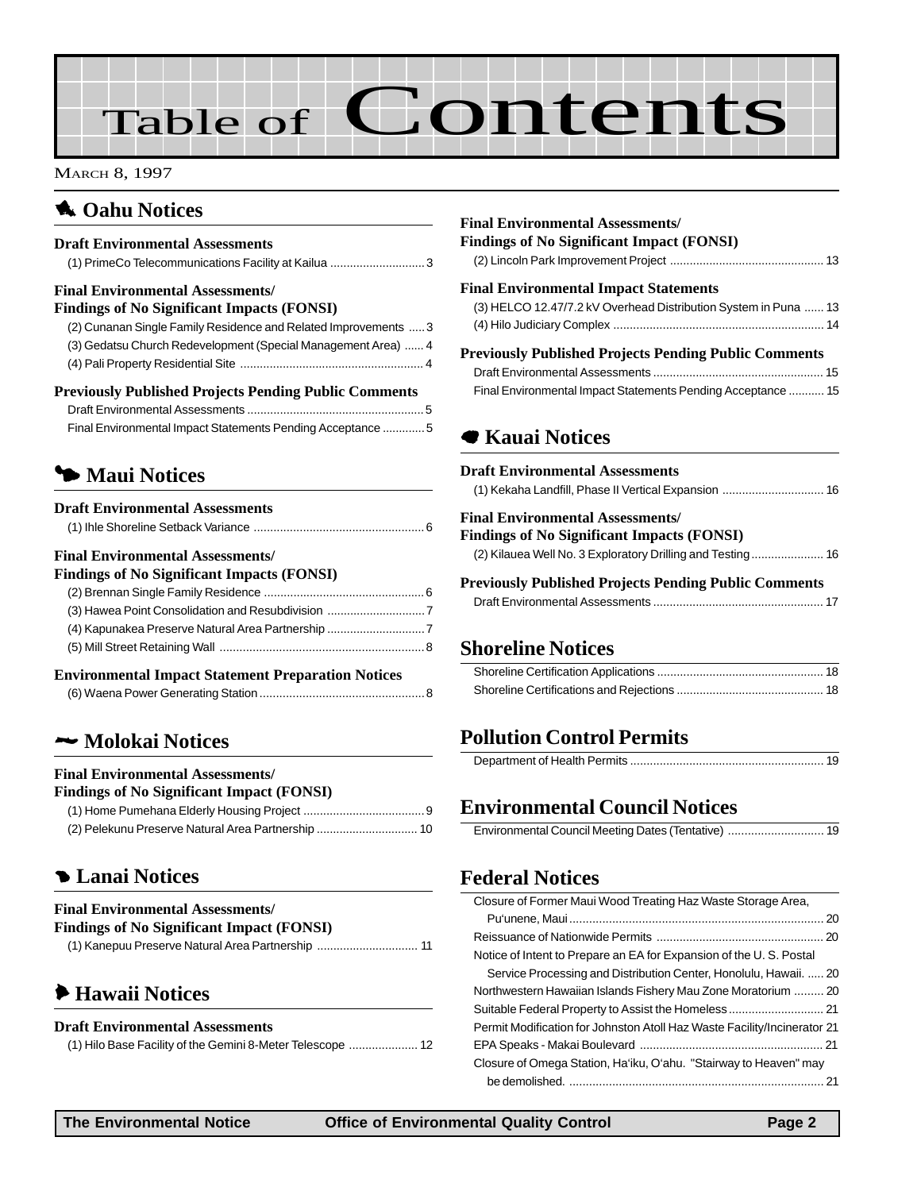# Table of Contents

MARCH 8, 1997

## Oahu Notices

### Draft Environmental Assessments

(1) PrimeCo Telecommunications Facility at Kailua ............................ 3

### Final Environmental Assessments/ Findings of No Significant Impacts (FONSI)

(2) Cunanan Single Family Residence and Related Improvements ..... 3
(3) Gedatsu Church Redevelopment (Special Management Area) ...... 4
(4) Pali Property Residential Site ....................................................... 4

### Previously Published Projects Pending Public Comments

Draft Environmental Assessments ...................................................... 5
Final Environmental Impact Statements Pending Acceptance ............. 5

## Maui Notices

### Draft Environmental Assessments

(1) Ihle Shoreline Setback Variance .................................................... 6

### Final Environmental Assessments/ Findings of No Significant Impacts (FONSI)

(2) Brennan Single Family Residence ................................................. 6
(3) Hawea Point Consolidation and Resubdivision ............................. 7
(4) Kapunakea Preserve Natural Area Partnership ............................. 7
(5) Mill Street Retaining Wall .............................................................. 8

### Environmental Impact Statement Preparation Notices

(6) Waena Power Generating Station .................................................. 8

## Molokai Notices

### Final Environmental Assessments/ Findings of No Significant Impact (FONSI)

(1) Home Pumehana Elderly Housing Project ..................................... 9
(2) Pelekunu Preserve Natural Area Partnership ............................... 10

## Lanai Notices

### Final Environmental Assessments/ Findings of No Significant Impact (FONSI)

(1) Kanepuu Preserve Natural Area Partnership ............................... 11

## Hawaii Notices

### Draft Environmental Assessments

(1) Hilo Base Facility of the Gemini 8-Meter Telescope ..................... 12

### Final Environmental Assessments/ Findings of No Significant Impact (FONSI)

(2) Lincoln Park Improvement Project ............................................... 13

### Final Environmental Impact Statements

(3) HELCO 12.47/7.2 kV Overhead Distribution System in Puna ...... 13
(4) Hilo Judiciary Complex ................................................................ 14

### Previously Published Projects Pending Public Comments

Draft Environmental Assessments .................................................... 15
Final Environmental Impact Statements Pending Acceptance ........... 15

## Kauai Notices

### Draft Environmental Assessments

(1) Kekaha Landfill, Phase II Vertical Expansion ............................... 16

### Final Environmental Assessments/ Findings of No Significant Impacts (FONSI)

(2) Kilauea Well No. 3 Exploratory Drilling and Testing ...................... 16

### Previously Published Projects Pending Public Comments

Draft Environmental Assessments .................................................... 17

## Shoreline Notices

Shoreline Certification Applications ................................................... 18
Shoreline Certifications and Rejections ............................................. 18

## Pollution Control Permits

Department of Health Permits ........................................................... 19

## Environmental Council Notices

Environmental Council Meeting Dates (Tentative) ............................. 19

## Federal Notices

Closure of Former Maui Wood Treating Haz Waste Storage Area, Pu'unene, Maui ............................................................................. 20
Reissuance of Nationwide Permits ................................................... 20
Notice of Intent to Prepare an EA for Expansion of the U. S. Postal Service Processing and Distribution Center, Honolulu, Hawaii. ..... 20
Northwestern Hawaiian Islands Fishery Mau Zone Moratorium ......... 20
Suitable Federal Property to Assist the Homeless ............................. 21
Permit Modification for Johnston Atoll Haz Waste Facility/Incinerator 21
EPA Speaks - Makai Boulevard ........................................................ 21
Closure of Omega Station, Ha'iku, O'ahu. "Stairway to Heaven" may be demolished. ............................................................................. 21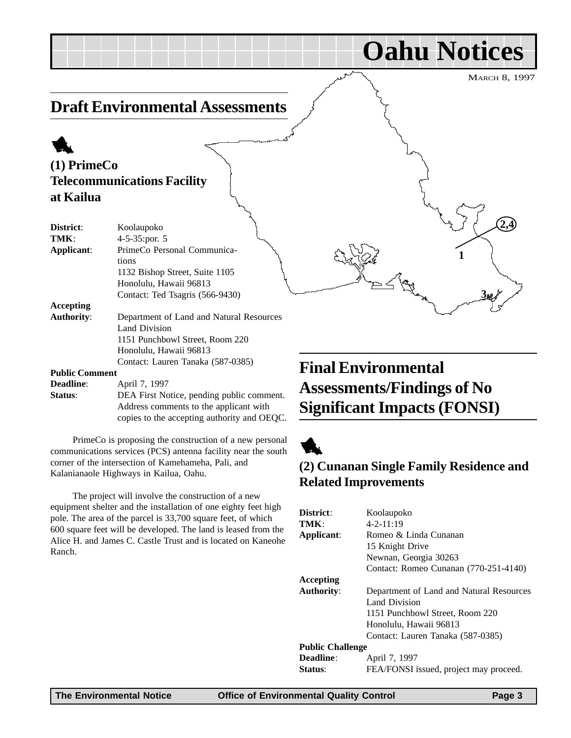# Oahu Notices

MARCH 8, 1997

## Draft Environmental Assessments

### (1) PrimeCo Telecommunications Facility at Kailua

**District**: Koolaupoko
**TMK**: 4-5-35:por. 5
**Applicant**: PrimeCo Personal Communications
1132 Bishop Street, Suite 1105
Honolulu, Hawaii 96813
Contact: Ted Tsagris (566-9430)

**Accepting Authority**: Department of Land and Natural Resources
Land Division
1151 Punchbowl Street, Room 220
Honolulu, Hawaii 96813
Contact: Lauren Tanaka (587-0385)

**Public Comment Deadline**: April 7, 1997
**Status**: DEA First Notice, pending public comment. Address comments to the applicant with copies to the accepting authority and OEQC.

PrimeCo is proposing the construction of a new personal communications services (PCS) antenna facility near the south corner of the intersection of Kamehameha, Pali, and Kalanianaole Highways in Kailua, Oahu.

The project will involve the construction of a new equipment shelter and the installation of one eighty feet high pole. The area of the parcel is 33,700 square feet, of which 600 square feet will be developed. The land is leased from the Alice H. and James C. Castle Trust and is located on Kaneohe Ranch.

## Final Environmental Assessments/Findings of No Significant Impacts (FONSI)

### (2) Cunanan Single Family Residence and Related Improvements

**District**: Koolaupoko
**TMK**: 4-2-11:19
**Applicant**: Romeo & Linda Cunanan
15 Knight Drive
Newnan, Georgia 30263
Contact: Romeo Cunanan (770-251-4140)

**Accepting Authority**: Department of Land and Natural Resources
Land Division
1151 Punchbowl Street, Room 220
Honolulu, Hawaii 96813
Contact: Lauren Tanaka (587-0385)

**Public Challenge Deadline**: April 7, 1997
**Status**: FEA/FONSI issued, project may proceed.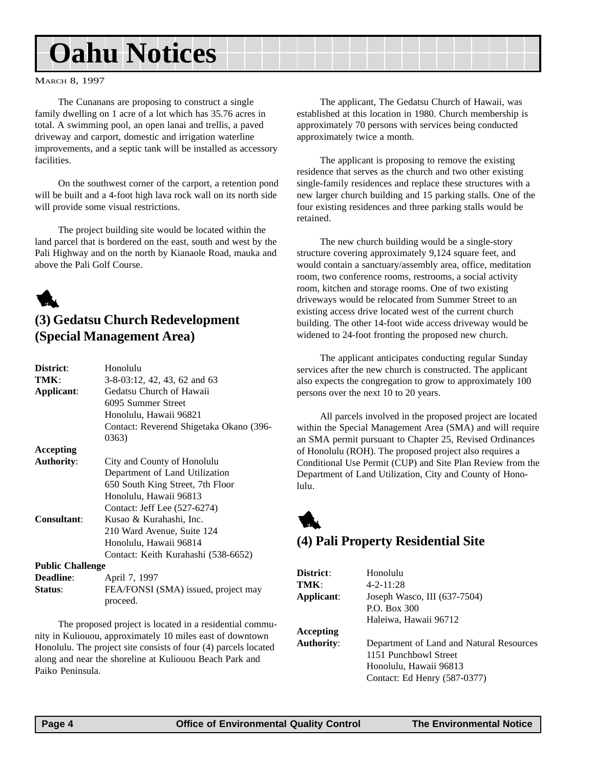# Oahu Notices

MARCH 8, 1997

The Cunanans are proposing to construct a single family dwelling on 1 acre of a lot which has 35.76 acres in total. A swimming pool, an open lanai and trellis, a paved driveway and carport, domestic and irrigation waterline improvements, and a septic tank will be installed as accessory facilities.

On the southwest corner of the carport, a retention pond will be built and a 4-foot high lava rock wall on its north side will provide some visual restrictions.

The project building site would be located within the land parcel that is bordered on the east, south and west by the Pali Highway and on the north by Kianaole Road, mauka and above the Pali Golf Course.

## (3) Gedatsu Church Redevelopment (Special Management Area)

**District**: Honolulu
**TMK**: 3-8-03:12, 42, 43, 62 and 63
**Applicant**: Gedatsu Church of Hawaii
6095 Summer Street
Honolulu, Hawaii 96821
Contact: Reverend Shigetaka Okano (396-0363)
**Accepting Authority**: City and County of Honolulu
Department of Land Utilization
650 South King Street, 7th Floor
Honolulu, Hawaii 96813
Contact: Jeff Lee (527-6274)
**Consultant**: Kusao & Kurahashi, Inc.
210 Ward Avenue, Suite 124
Honolulu, Hawaii 96814
Contact: Keith Kurahashi (538-6652)
**Public Challenge Deadline**: April 7, 1997
**Status**: FEA/FONSI (SMA) issued, project may proceed.

The proposed project is located in a residential community in Kuliouou, approximately 10 miles east of downtown Honolulu. The project site consists of four (4) parcels located along and near the shoreline at Kuliouou Beach Park and Paiko Peninsula.

The applicant, The Gedatsu Church of Hawaii, was established at this location in 1980. Church membership is approximately 70 persons with services being conducted approximately twice a month.

The applicant is proposing to remove the existing residence that serves as the church and two other existing single-family residences and replace these structures with a new larger church building and 15 parking stalls. One of the four existing residences and three parking stalls would be retained.

The new church building would be a single-story structure covering approximately 9,124 square feet, and would contain a sanctuary/assembly area, office, meditation room, two conference rooms, restrooms, a social activity room, kitchen and storage rooms. One of two existing driveways would be relocated from Summer Street to an existing access drive located west of the current church building. The other 14-foot wide access driveway would be widened to 24-foot fronting the proposed new church.

The applicant anticipates conducting regular Sunday services after the new church is constructed. The applicant also expects the congregation to grow to approximately 100 persons over the next 10 to 20 years.

All parcels involved in the proposed project are located within the Special Management Area (SMA) and will require an SMA permit pursuant to Chapter 25, Revised Ordinances of Honolulu (ROH). The proposed project also requires a Conditional Use Permit (CUP) and Site Plan Review from the Department of Land Utilization, City and County of Honolulu.

## (4) Pali Property Residential Site

**District**: Honolulu
**TMK**: 4-2-11:28
**Applicant**: Joseph Wasco, III (637-7504)
P.O. Box 300
Haleiwa, Hawaii 96712
**Accepting Authority**: Department of Land and Natural Resources
1151 Punchbowl Street
Honolulu, Hawaii 96813
Contact: Ed Henry (587-0377)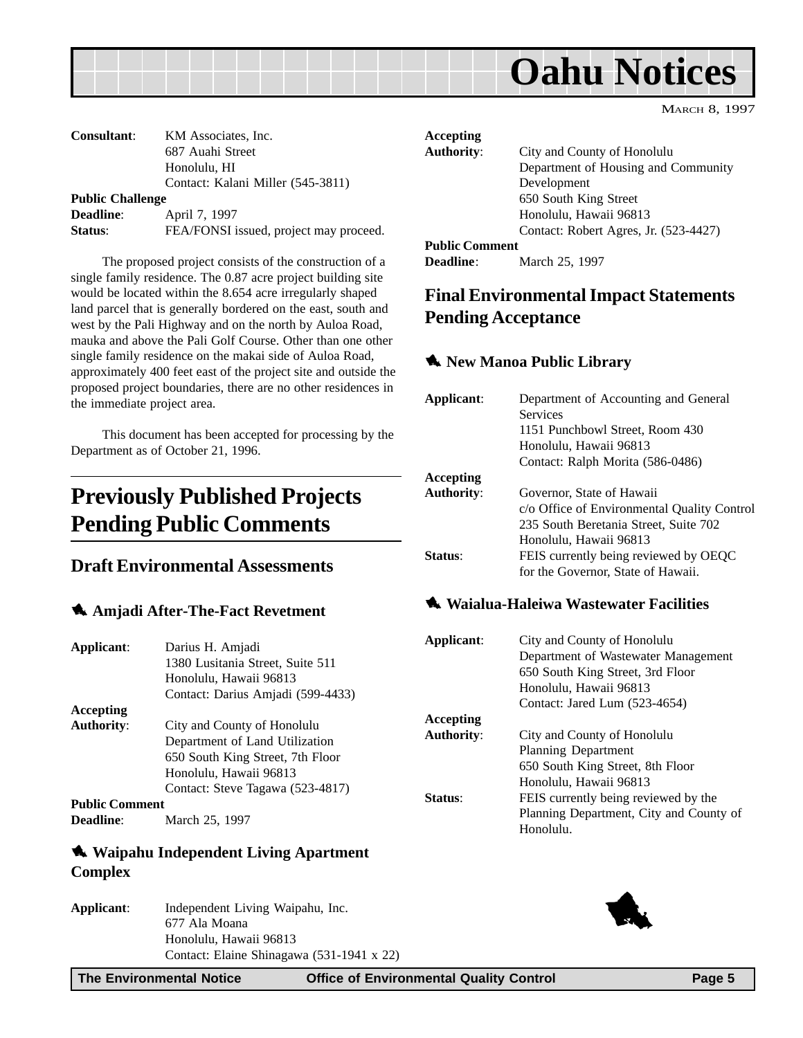**Consultant**: KM Associates, Inc.
687 Auahi Street
Honolulu, HI
Contact: Kalani Miller (545-3811)

**Public Challenge Deadline**: April 7, 1997

**Status**: FEA/FONSI issued, project may proceed.

The proposed project consists of the construction of a single family residence. The 0.87 acre project building site would be located within the 8.654 acre irregularly shaped land parcel that is generally bordered on the east, south and west by the Pali Highway and on the north by Auloa Road, mauka and above the Pali Golf Course. Other than one other single family residence on the makai side of Auloa Road, approximately 400 feet east of the project site and outside the proposed project boundaries, there are no other residences in the immediate project area.

This document has been accepted for processing by the Department as of October 21, 1996.

# Previously Published Projects Pending Public Comments

## Draft Environmental Assessments

### Amjadi After-The-Fact Revetment

**Applicant**: Darius H. Amjadi
1380 Lusitania Street, Suite 511
Honolulu, Hawaii 96813
Contact: Darius Amjadi (599-4433)

**Accepting Authority**: City and County of Honolulu
Department of Land Utilization
650 South King Street, 7th Floor
Honolulu, Hawaii 96813
Contact: Steve Tagawa (523-4817)

**Public Comment Deadline**: March 25, 1997

### Waipahu Independent Living Apartment Complex

**Applicant**: Independent Living Waipahu, Inc.
677 Ala Moana
Honolulu, Hawaii 96813
Contact: Elaine Shinagawa (531-1941 x 22)

**Accepting Authority**: City and County of Honolulu
Department of Housing and Community Development
650 South King Street
Honolulu, Hawaii 96813
Contact: Robert Agres, Jr. (523-4427)

**Public Comment Deadline**: March 25, 1997

## Final Environmental Impact Statements Pending Acceptance

### New Manoa Public Library

**Applicant**: Department of Accounting and General Services
1151 Punchbowl Street, Room 430
Honolulu, Hawaii 96813
Contact: Ralph Morita (586-0486)

**Accepting Authority**: Governor, State of Hawaii
c/o Office of Environmental Quality Control
235 South Beretania Street, Suite 702
Honolulu, Hawaii 96813

**Status**: FEIS currently being reviewed by OEQC for the Governor, State of Hawaii.

### Waialua-Haleiwa Wastewater Facilities

**Applicant**: City and County of Honolulu
Department of Wastewater Management
650 South King Street, 3rd Floor
Honolulu, Hawaii 96813
Contact: Jared Lum (523-4654)

**Accepting Authority**: City and County of Honolulu
Planning Department
650 South King Street, 8th Floor
Honolulu, Hawaii 96813

**Status**: FEIS currently being reviewed by the Planning Department, City and County of Honolulu.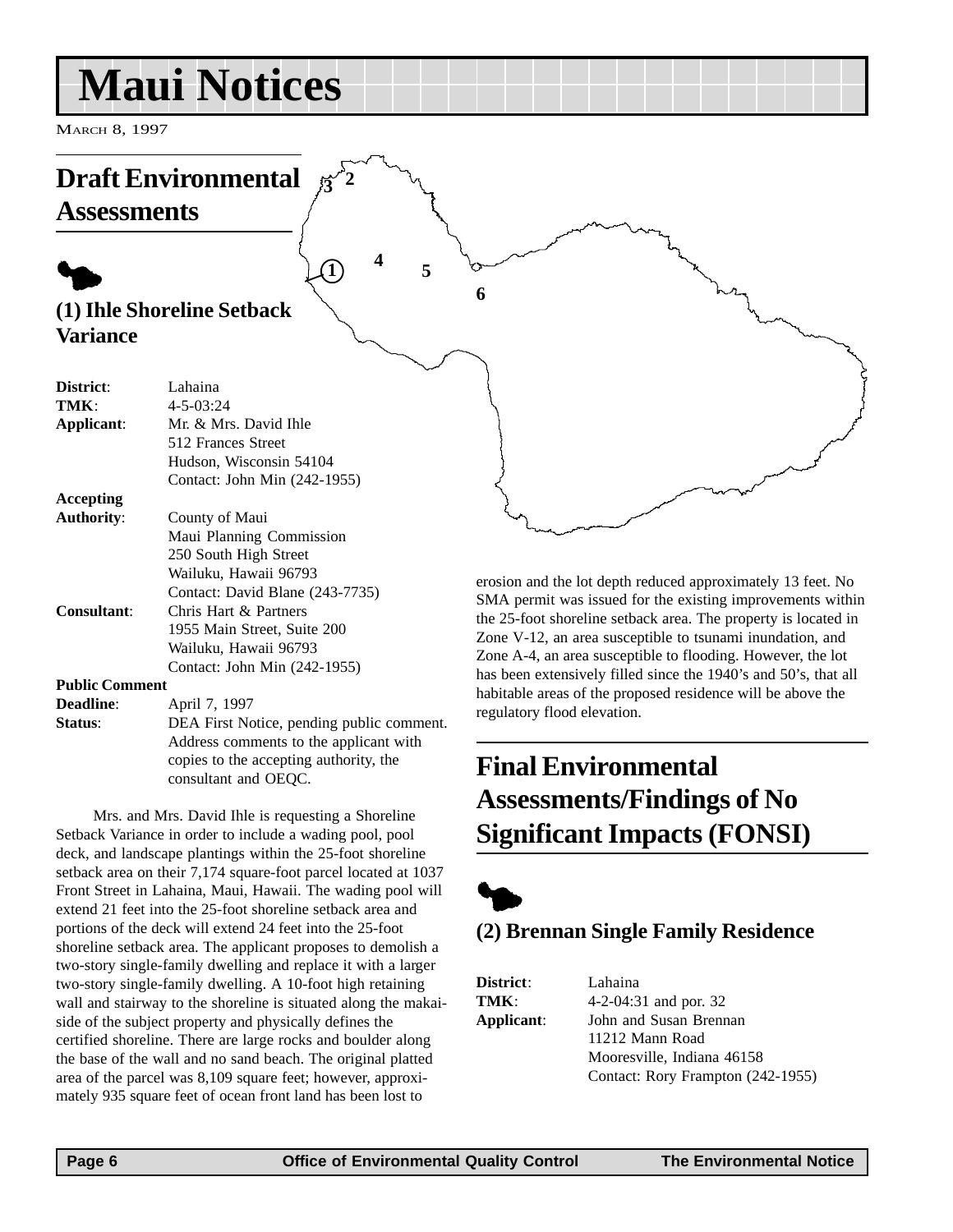# Maui Notices

March 8, 1997

## Draft Environmental Assessments

### (1) Ihle Shoreline Setback Variance

**District**: Lahaina
**TMK**: 4-5-03:24
**Applicant**: Mr. & Mrs. David Ihle
512 Frances Street
Hudson, Wisconsin 54104
Contact: John Min (242-1955)
**Accepting Authority**: County of Maui
Maui Planning Commission
250 South High Street
Wailuku, Hawaii 96793
Contact: David Blane (243-7735)
**Consultant**: Chris Hart & Partners
1955 Main Street, Suite 200
Wailuku, Hawaii 96793
Contact: John Min (242-1955)
**Public Comment Deadline**: April 7, 1997
**Status**: DEA First Notice, pending public comment. Address comments to the applicant with copies to the accepting authority, the consultant and OEQC.

Mrs. and Mrs. David Ihle is requesting a Shoreline Setback Variance in order to include a wading pool, pool deck, and landscape plantings within the 25-foot shoreline setback area on their 7,174 square-foot parcel located at 1037 Front Street in Lahaina, Maui, Hawaii. The wading pool will extend 21 feet into the 25-foot shoreline setback area and portions of the deck will extend 24 feet into the 25-foot shoreline setback area. The applicant proposes to demolish a two-story single-family dwelling and replace it with a larger two-story single-family dwelling. A 10-foot high retaining wall and stairway to the shoreline is situated along the makai-side of the subject property and physically defines the certified shoreline. There are large rocks and boulder along the base of the wall and no sand beach. The original platted area of the parcel was 8,109 square feet; however, approximately 935 square feet of ocean front land has been lost to erosion and the lot depth reduced approximately 13 feet. No SMA permit was issued for the existing improvements within the 25-foot shoreline setback area. The property is located in Zone V-12, an area susceptible to tsunami inundation, and Zone A-4, an area susceptible to flooding. However, the lot has been extensively filled since the 1940's and 50's, that all habitable areas of the proposed residence will be above the regulatory flood elevation.

## Final Environmental Assessments/Findings of No Significant Impacts (FONSI)

### (2) Brennan Single Family Residence

**District**: Lahaina
**TMK**: 4-2-04:31 and por. 32
**Applicant**: John and Susan Brennan
11212 Mann Road
Mooresville, Indiana 46158
Contact: Rory Frampton (242-1955)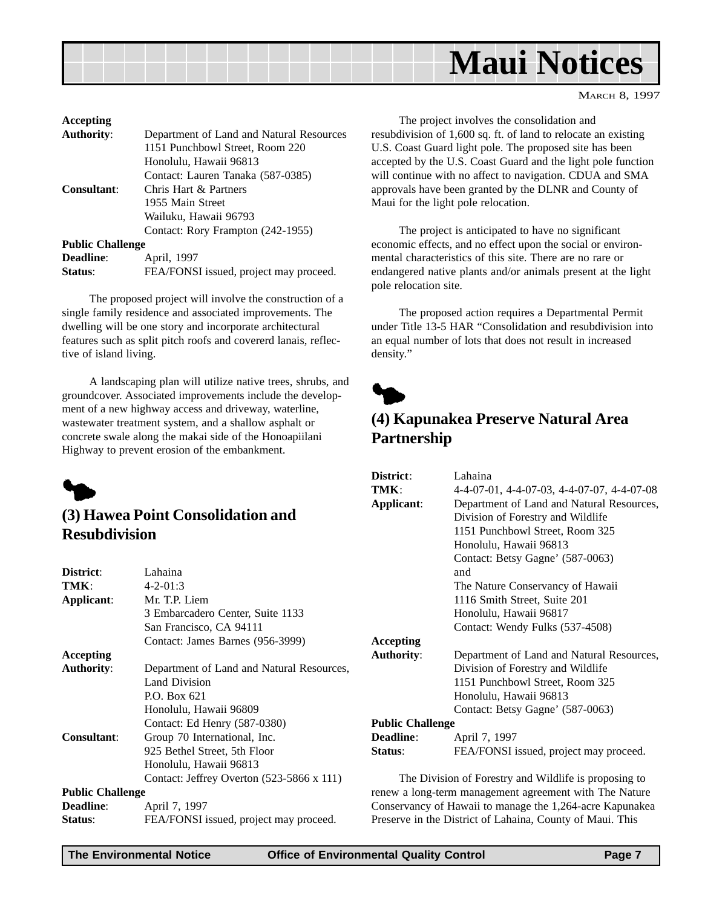**Accepting**
**Authority**: Department of Land and Natural Resources
1151 Punchbowl Street, Room 220
Honolulu, Hawaii 96813
Contact: Lauren Tanaka (587-0385)
**Consultant**: Chris Hart & Partners
1955 Main Street
Wailuku, Hawaii 96793
Contact: Rory Frampton (242-1955)

**Public Challenge**
**Deadline**: April, 1997
**Status**: FEA/FONSI issued, project may proceed.

The proposed project will involve the construction of a single family residence and associated improvements. The dwelling will be one story and incorporate architectural features such as split pitch roofs and covererd lanais, reflective of island living.

A landscaping plan will utilize native trees, shrubs, and groundcover. Associated improvements include the development of a new highway access and driveway, waterline, wastewater treatment system, and a shallow asphalt or concrete swale along the makai side of the Honoapiilani Highway to prevent erosion of the embankment.

## (3) Hawea Point Consolidation and Resubdivision

**District**: Lahaina
**TMK**: 4-2-01:3
**Applicant**: Mr. T.P. Liem
3 Embarcadero Center, Suite 1133
San Francisco, CA 94111
Contact: James Barnes (956-3999)

**Accepting**
**Authority**: Department of Land and Natural Resources,
Land Division
P.O. Box 621
Honolulu, Hawaii 96809
Contact: Ed Henry (587-0380)
**Consultant**: Group 70 International, Inc.
925 Bethel Street, 5th Floor
Honolulu, Hawaii 96813
Contact: Jeffrey Overton (523-5866 x 111)

**Public Challenge**
**Deadline**: April 7, 1997
**Status**: FEA/FONSI issued, project may proceed.

The project involves the consolidation and resubdivision of 1,600 sq. ft. of land to relocate an existing U.S. Coast Guard light pole. The proposed site has been accepted by the U.S. Coast Guard and the light pole function will continue with no affect to navigation. CDUA and SMA approvals have been granted by the DLNR and County of Maui for the light pole relocation.

The project is anticipated to have no significant economic effects, and no effect upon the social or environmental characteristics of this site. There are no rare or endangered native plants and/or animals present at the light pole relocation site.

The proposed action requires a Departmental Permit under Title 13-5 HAR "Consolidation and resubdivision into an equal number of lots that does not result in increased density."

## (4) Kapunakea Preserve Natural Area Partnership

**District**: Lahaina
**TMK**: 4-4-07-01, 4-4-07-03, 4-4-07-07, 4-4-07-08
**Applicant**: Department of Land and Natural Resources,
Division of Forestry and Wildlife
1151 Punchbowl Street, Room 325
Honolulu, Hawaii 96813
Contact: Betsy Gagne' (587-0063)
and
The Nature Conservancy of Hawaii
1116 Smith Street, Suite 201
Honolulu, Hawaii 96817
Contact: Wendy Fulks (537-4508)

**Accepting**
**Authority**: Department of Land and Natural Resources,
Division of Forestry and Wildlife
1151 Punchbowl Street, Room 325
Honolulu, Hawaii 96813
Contact: Betsy Gagne' (587-0063)

**Public Challenge**
**Deadline**: April 7, 1997
**Status**: FEA/FONSI issued, project may proceed.

The Division of Forestry and Wildlife is proposing to renew a long-term management agreement with The Nature Conservancy of Hawaii to manage the 1,264-acre Kapunakea Preserve in the District of Lahaina, County of Maui. This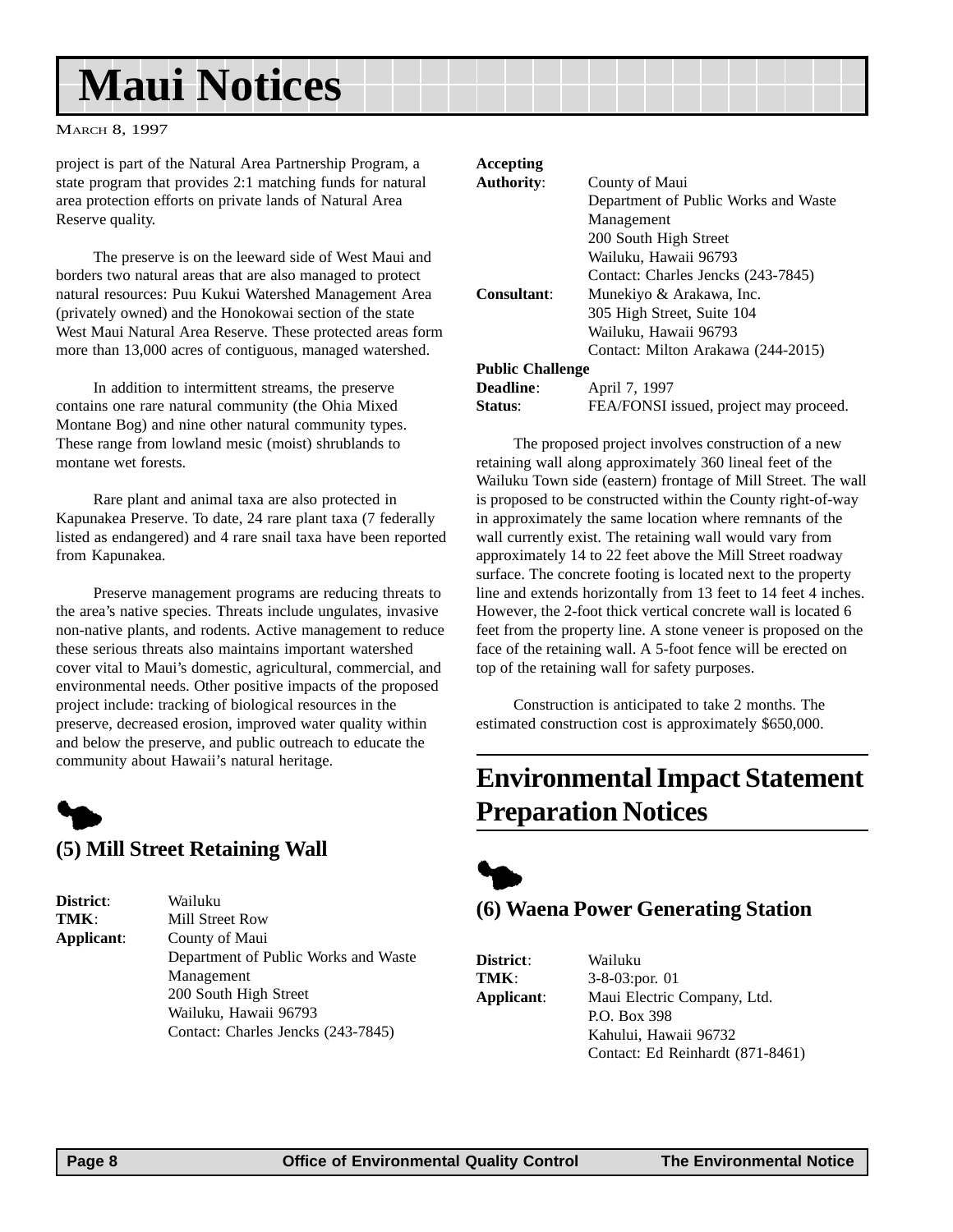project is part of the Natural Area Partnership Program, a state program that provides 2:1 matching funds for natural area protection efforts on private lands of Natural Area Reserve quality.

The preserve is on the leeward side of West Maui and borders two natural areas that are also managed to protect natural resources: Puu Kukui Watershed Management Area (privately owned) and the Honokowai section of the state West Maui Natural Area Reserve. These protected areas form more than 13,000 acres of contiguous, managed watershed.

In addition to intermittent streams, the preserve contains one rare natural community (the Ohia Mixed Montane Bog) and nine other natural community types. These range from lowland mesic (moist) shrublands to montane wet forests.

Rare plant and animal taxa are also protected in Kapunakea Preserve. To date, 24 rare plant taxa (7 federally listed as endangered) and 4 rare snail taxa have been reported from Kapunakea.

Preserve management programs are reducing threats to the area's native species. Threats include ungulates, invasive non-native plants, and rodents. Active management to reduce these serious threats also maintains important watershed cover vital to Maui's domestic, agricultural, commercial, and environmental needs. Other positive impacts of the proposed project include: tracking of biological resources in the preserve, decreased erosion, improved water quality within and below the preserve, and public outreach to educate the community about Hawaii's natural heritage.

### (5) Mill Street Retaining Wall

**District**: Wailuku
**TMK**: Mill Street Row
**Applicant**: County of Maui
Department of Public Works and Waste Management
200 South High Street
Wailuku, Hawaii 96793
Contact: Charles Jencks (243-7845)

**Accepting Authority**: County of Maui
Department of Public Works and Waste Management
200 South High Street
Wailuku, Hawaii 96793
Contact: Charles Jencks (243-7845)
**Consultant**: Munekiyo & Arakawa, Inc.
305 High Street, Suite 104
Wailuku, Hawaii 96793
Contact: Milton Arakawa (244-2015)
**Public Challenge Deadline**: April 7, 1997
**Status**: FEA/FONSI issued, project may proceed.

The proposed project involves construction of a new retaining wall along approximately 360 lineal feet of the Wailuku Town side (eastern) frontage of Mill Street. The wall is proposed to be constructed within the County right-of-way in approximately the same location where remnants of the wall currently exist. The retaining wall would vary from approximately 14 to 22 feet above the Mill Street roadway surface. The concrete footing is located next to the property line and extends horizontally from 13 feet to 14 feet 4 inches. However, the 2-foot thick vertical concrete wall is located 6 feet from the property line. A stone veneer is proposed on the face of the retaining wall. A 5-foot fence will be erected on top of the retaining wall for safety purposes.

Construction is anticipated to take 2 months. The estimated construction cost is approximately $650,000.

## Environmental Impact Statement Preparation Notices

### (6) Waena Power Generating Station

**District**: Wailuku
**TMK**: 3-8-03:por. 01
**Applicant**: Maui Electric Company, Ltd.
P.O. Box 398
Kahului, Hawaii 96732
Contact: Ed Reinhardt (871-8461)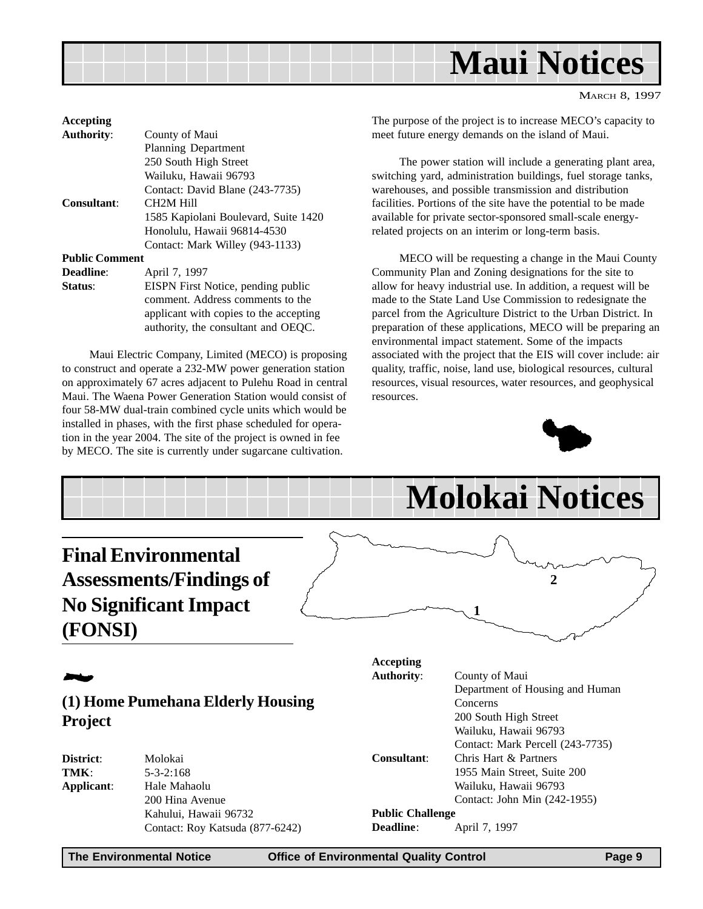# Maui Notices

MARCH 8, 1997

**Accepting Authority**: County of Maui
Planning Department
250 South High Street
Wailuku, Hawaii 96793
Contact: David Blane (243-7735)

**Consultant**: CH2M Hill
1585 Kapiolani Boulevard, Suite 1420
Honolulu, Hawaii 96814-4530
Contact: Mark Willey (943-1133)

**Public Comment Deadline**: April 7, 1997

**Status**: EISPN First Notice, pending public comment. Address comments to the applicant with copies to the accepting authority, the consultant and OEQC.

Maui Electric Company, Limited (MECO) is proposing to construct and operate a 232-MW power generation station on approximately 67 acres adjacent to Pulehu Road in central Maui. The Waena Power Generation Station would consist of four 58-MW dual-train combined cycle units which would be installed in phases, with the first phase scheduled for operation in the year 2004. The site of the project is owned in fee by MECO. The site is currently under sugarcane cultivation. The purpose of the project is to increase MECO's capacity to meet future energy demands on the island of Maui.

The power station will include a generating plant area, switching yard, administration buildings, fuel storage tanks, warehouses, and possible transmission and distribution facilities. Portions of the site have the potential to be made available for private sector-sponsored small-scale energy-related projects on an interim or long-term basis.

MECO will be requesting a change in the Maui County Community Plan and Zoning designations for the site to allow for heavy industrial use. In addition, a request will be made to the State Land Use Commission to redesignate the parcel from the Agriculture District to the Urban District. In preparation of these applications, MECO will be preparing an environmental impact statement. Some of the impacts associated with the project that the EIS will cover include: air quality, traffic, noise, land use, biological resources, cultural resources, visual resources, water resources, and geophysical resources.

# Molokai Notices

## Final Environmental Assessments/Findings of No Significant Impact (FONSI)

### (1) Home Pumehana Elderly Housing Project

**District**: Molokai

**TMK**: 5-3-2:168

**Applicant**: Hale Mahaolu
200 Hina Avenue
Kahului, Hawaii 96732
Contact: Roy Katsuda (877-6242)

**Accepting Authority**: County of Maui
Department of Housing and Human Concerns
200 South High Street
Wailuku, Hawaii 96793
Contact: Mark Percell (243-7735)

**Consultant**: Chris Hart & Partners
1955 Main Street, Suite 200
Wailuku, Hawaii 96793
Contact: John Min (242-1955)

**Public Challenge Deadline**: April 7, 1997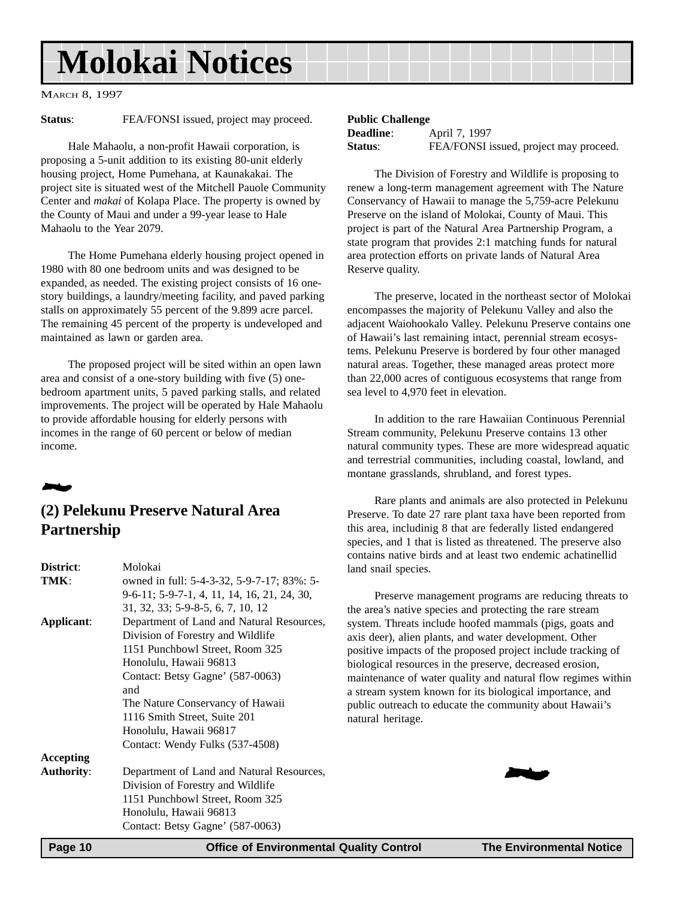# Molokai Notices

**Status**: FEA/FONSI issued, project may proceed.

Hale Mahaolu, a non-profit Hawaii corporation, is proposing a 5-unit addition to its existing 80-unit elderly housing project, Home Pumehana, at Kaunakakai. The project site is situated west of the Mitchell Pauole Community Center and *makai* of Kolapa Place. The property is owned by the County of Maui and under a 99-year lease to Hale Mahaolu to the Year 2079.

The Home Pumehana elderly housing project opened in 1980 with 80 one bedroom units and was designed to be expanded, as needed. The existing project consists of 16 one-story buildings, a laundry/meeting facility, and paved parking stalls on approximately 55 percent of the 9.899 acre parcel. The remaining 45 percent of the property is undeveloped and maintained as lawn or garden area.

The proposed project will be sited within an open lawn area and consist of a one-story building with five (5) one-bedroom apartment units, 5 paved parking stalls, and related improvements. The project will be operated by Hale Mahaolu to provide affordable housing for elderly persons with incomes in the range of 60 percent or below of median income.

## (2) Pelekunu Preserve Natural Area Partnership

**District**: Molokai

**TMK**: owned in full: 5-4-3-32, 5-9-7-17; 83%: 5-9-6-11; 5-9-7-1, 4, 11, 14, 16, 21, 24, 30, 31, 32, 33; 5-9-8-5, 6, 7, 10, 12

**Applicant**: Department of Land and Natural Resources, Division of Forestry and Wildlife
1151 Punchbowl Street, Room 325
Honolulu, Hawaii 96813
Contact: Betsy Gagne' (587-0063)
and
The Nature Conservancy of Hawaii
1116 Smith Street, Suite 201
Honolulu, Hawaii 96817
Contact: Wendy Fulks (537-4508)

**Accepting Authority**: Department of Land and Natural Resources, Division of Forestry and Wildlife
1151 Punchbowl Street, Room 325
Honolulu, Hawaii 96813
Contact: Betsy Gagne' (587-0063)

**Public Challenge Deadline**: April 7, 1997

**Status**: FEA/FONSI issued, project may proceed.

The Division of Forestry and Wildlife is proposing to renew a long-term management agreement with The Nature Conservancy of Hawaii to manage the 5,759-acre Pelekunu Preserve on the island of Molokai, County of Maui. This project is part of the Natural Area Partnership Program, a state program that provides 2:1 matching funds for natural area protection efforts on private lands of Natural Area Reserve quality.

The preserve, located in the northeast sector of Molokai encompasses the majority of Pelekunu Valley and also the adjacent Waiohookalo Valley. Pelekunu Preserve contains one of Hawaii's last remaining intact, perennial stream ecosystems. Pelekunu Preserve is bordered by four other managed natural areas. Together, these managed areas protect more than 22,000 acres of contiguous ecosystems that range from sea level to 4,970 feet in elevation.

In addition to the rare Hawaiian Continuous Perennial Stream community, Pelekunu Preserve contains 13 other natural community types. These are more widespread aquatic and terrestrial communities, including coastal, lowland, and montane grasslands, shrubland, and forest types.

Rare plants and animals are also protected in Pelekunu Preserve. To date 27 rare plant taxa have been reported from this area, includinig 8 that are federally listed endangered species, and 1 that is listed as threatened. The preserve also contains native birds and at least two endemic achatinellid land snail species.

Preserve management programs are reducing threats to the area's native species and protecting the rare stream system. Threats include hoofed mammals (pigs, goats and axis deer), alien plants, and water development. Other positive impacts of the proposed project include tracking of biological resources in the preserve, decreased erosion, maintenance of water quality and natural flow regimes within a stream system known for its biological importance, and public outreach to educate the community about Hawaii's natural heritage.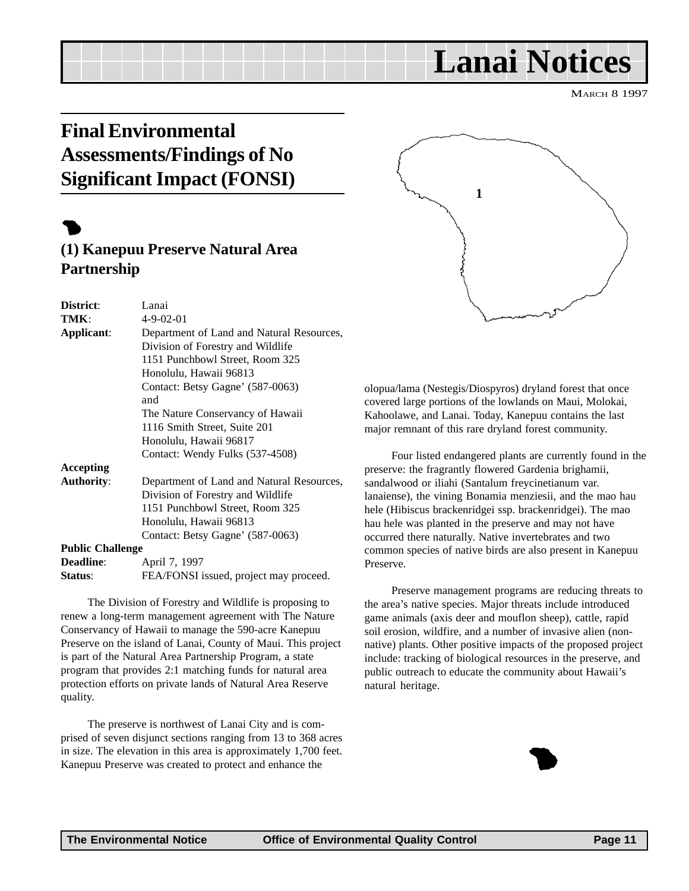# Lanai Notices

MARCH 8 1997

## Final Environmental Assessments/Findings of No Significant Impact (FONSI)

### (1) Kanepuu Preserve Natural Area Partnership

**District**: Lanai
**TMK**: 4-9-02-01
**Applicant**: Department of Land and Natural Resources, Division of Forestry and Wildlife
1151 Punchbowl Street, Room 325
Honolulu, Hawaii 96813
Contact: Betsy Gagne' (587-0063)
and
The Nature Conservancy of Hawaii
1116 Smith Street, Suite 201
Honolulu, Hawaii 96817
Contact: Wendy Fulks (537-4508)

**Accepting Authority**: Department of Land and Natural Resources, Division of Forestry and Wildlife
1151 Punchbowl Street, Room 325
Honolulu, Hawaii 96813
Contact: Betsy Gagne' (587-0063)

**Public Challenge Deadline**: April 7, 1997
**Status**: FEA/FONSI issued, project may proceed.

The Division of Forestry and Wildlife is proposing to renew a long-term management agreement with The Nature Conservancy of Hawaii to manage the 590-acre Kanepuu Preserve on the island of Lanai, County of Maui. This project is part of the Natural Area Partnership Program, a state program that provides 2:1 matching funds for natural area protection efforts on private lands of Natural Area Reserve quality.

The preserve is northwest of Lanai City and is comprised of seven disjunct sections ranging from 13 to 368 acres in size. The elevation in this area is approximately 1,700 feet. Kanepuu Preserve was created to protect and enhance the olopua/lama (Nestegis/Diospyros) dryland forest that once covered large portions of the lowlands on Maui, Molokai, Kahoolawe, and Lanai. Today, Kanepuu contains the last major remnant of this rare dryland forest community.

Four listed endangered plants are currently found in the preserve: the fragrantly flowered Gardenia brighamii, sandalwood or iliahi (Santalum freycinetianum var. lanaiense), the vining Bonamia menziesii, and the mao hau hele (Hibiscus brackenridgei ssp. brackenridgei). The mao hau hele was planted in the preserve and may not have occurred there naturally. Native invertebrates and two common species of native birds are also present in Kanepuu Preserve.

Preserve management programs are reducing threats to the area's native species. Major threats include introduced game animals (axis deer and mouflon sheep), cattle, rapid soil erosion, wildfire, and a number of invasive alien (non-native) plants. Other positive impacts of the proposed project include: tracking of biological resources in the preserve, and public outreach to educate the community about Hawaii's natural heritage.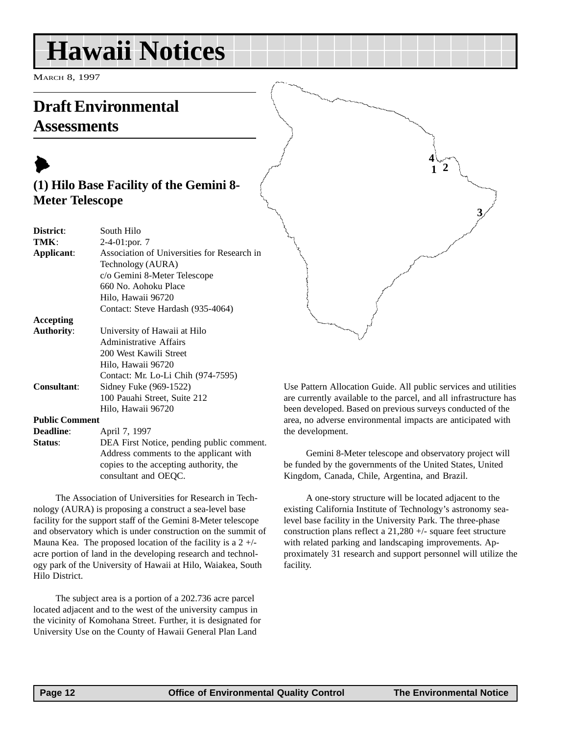# Hawaii Notices

MARCH 8, 1997

## Draft Environmental Assessments

### (1) Hilo Base Facility of the Gemini 8-Meter Telescope

| | |
|---|---|
| **District**: | South Hilo |
| **TMK**: | 2-4-01:por. 7 |
| **Applicant**: | Association of Universities for Research in Technology (AURA)<br>c/o Gemini 8-Meter Telescope<br>660 No. Aohoku Place<br>Hilo, Hawaii 96720<br>Contact: Steve Hardash (935-4064) |
| **Accepting Authority**: | University of Hawaii at Hilo<br>Administrative Affairs<br>200 West Kawili Street<br>Hilo, Hawaii 96720<br>Contact: Mr. Lo-Li Chih (974-7595) |
| **Consultant**: | Sidney Fuke (969-1522)<br>100 Pauahi Street, Suite 212<br>Hilo, Hawaii 96720 |
| **Public Comment Deadline**: | April 7, 1997 |
| **Status**: | DEA First Notice, pending public comment. Address comments to the applicant with copies to the accepting authority, the consultant and OEQC. |

The Association of Universities for Research in Technology (AURA) is proposing a construct a sea-level base facility for the support staff of the Gemini 8-Meter telescope and observatory which is under construction on the summit of Mauna Kea. The proposed location of the facility is a 2 +/- acre portion of land in the developing research and technology park of the University of Hawaii at Hilo, Waiakea, South Hilo District.

The subject area is a portion of a 202.736 acre parcel located adjacent and to the west of the university campus in the vicinity of Komohana Street. Further, it is designated for University Use on the County of Hawaii General Plan Land Use Pattern Allocation Guide. All public services and utilities are currently available to the parcel, and all infrastructure has been developed. Based on previous surveys conducted of the area, no adverse environmental impacts are anticipated with the development.

Gemini 8-Meter telescope and observatory project will be funded by the governments of the United States, United Kingdom, Canada, Chile, Argentina, and Brazil.

A one-story structure will be located adjacent to the existing California Institute of Technology's astronomy sea-level base facility in the University Park. The three-phase construction plans reflect a 21,280 +/- square feet structure with related parking and landscaping improvements. Approximately 31 research and support personnel will utilize the facility.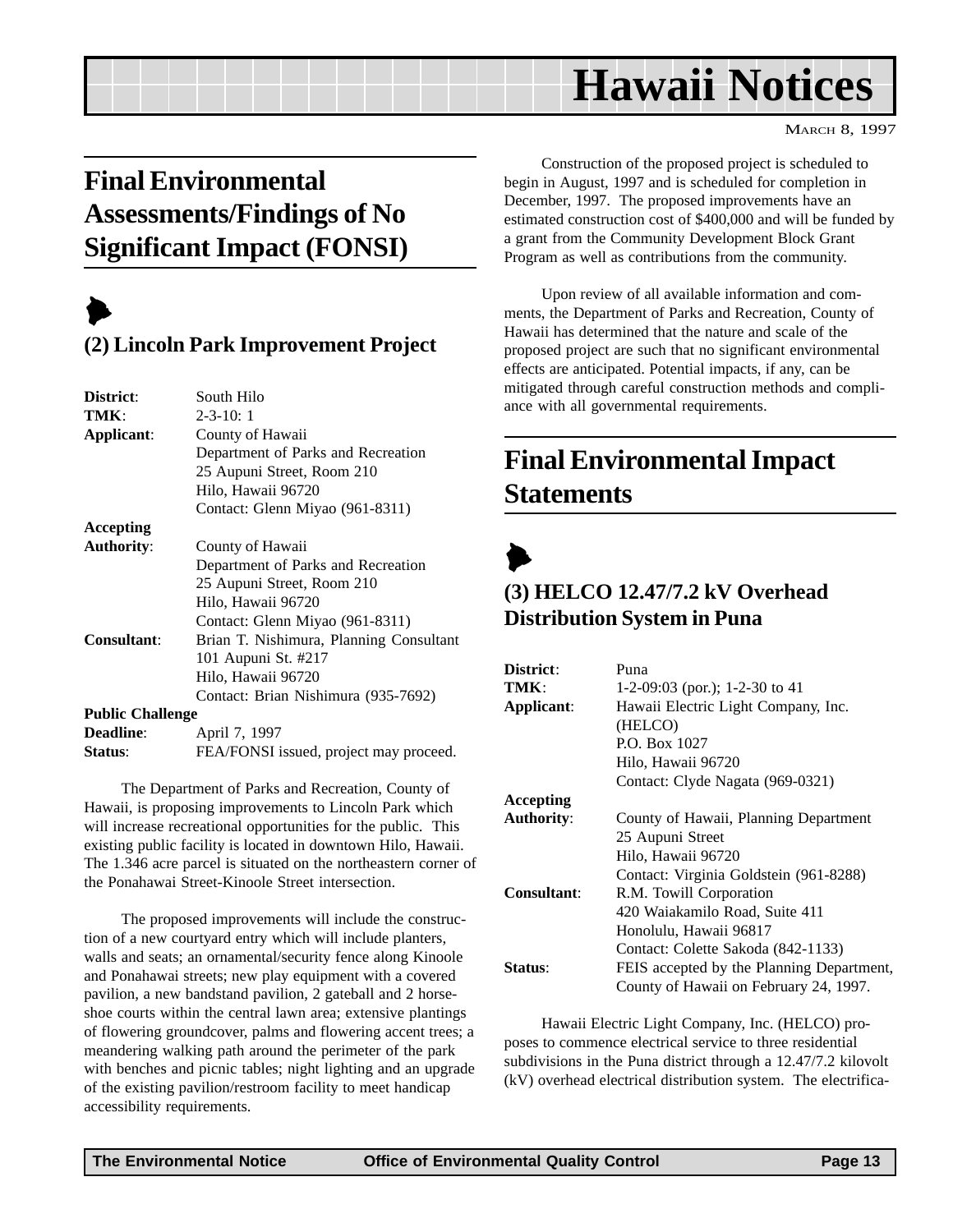## Final Environmental Assessments/Findings of No Significant Impact (FONSI)

### (2) Lincoln Park Improvement Project

**District**: South Hilo
**TMK**: 2-3-10: 1
**Applicant**: County of Hawaii
Department of Parks and Recreation
25 Aupuni Street, Room 210
Hilo, Hawaii 96720
Contact: Glenn Miyao (961-8311)
**Accepting Authority**: County of Hawaii
Department of Parks and Recreation
25 Aupuni Street, Room 210
Hilo, Hawaii 96720
Contact: Glenn Miyao (961-8311)
**Consultant**: Brian T. Nishimura, Planning Consultant
101 Aupuni St. #217
Hilo, Hawaii 96720
Contact: Brian Nishimura (935-7692)
**Public Challenge Deadline**: April 7, 1997
**Status**: FEA/FONSI issued, project may proceed.

The Department of Parks and Recreation, County of Hawaii, is proposing improvements to Lincoln Park which will increase recreational opportunities for the public. This existing public facility is located in downtown Hilo, Hawaii. The 1.346 acre parcel is situated on the northeastern corner of the Ponahawai Street-Kinoole Street intersection.

The proposed improvements will include the construction of a new courtyard entry which will include planters, walls and seats; an ornamental/security fence along Kinoole and Ponahawai streets; new play equipment with a covered pavilion, a new bandstand pavilion, 2 gateball and 2 horseshoe courts within the central lawn area; extensive plantings of flowering groundcover, palms and flowering accent trees; a meandering walking path around the perimeter of the park with benches and picnic tables; night lighting and an upgrade of the existing pavilion/restroom facility to meet handicap accessibility requirements.

Construction of the proposed project is scheduled to begin in August, 1997 and is scheduled for completion in December, 1997. The proposed improvements have an estimated construction cost of $400,000 and will be funded by a grant from the Community Development Block Grant Program as well as contributions from the community.

Upon review of all available information and comments, the Department of Parks and Recreation, County of Hawaii has determined that the nature and scale of the proposed project are such that no significant environmental effects are anticipated. Potential impacts, if any, can be mitigated through careful construction methods and compliance with all governmental requirements.

## Final Environmental Impact Statements

### (3) HELCO 12.47/7.2 kV Overhead Distribution System in Puna

**District**: Puna
**TMK**: 1-2-09:03 (por.); 1-2-30 to 41
**Applicant**: Hawaii Electric Light Company, Inc. (HELCO)
P.O. Box 1027
Hilo, Hawaii 96720
Contact: Clyde Nagata (969-0321)
**Accepting Authority**: County of Hawaii, Planning Department
25 Aupuni Street
Hilo, Hawaii 96720
Contact: Virginia Goldstein (961-8288)
**Consultant**: R.M. Towill Corporation
420 Waiakamilo Road, Suite 411
Honolulu, Hawaii 96817
Contact: Colette Sakoda (842-1133)
**Status**: FEIS accepted by the Planning Department, County of Hawaii on February 24, 1997.

Hawaii Electric Light Company, Inc. (HELCO) proposes to commence electrical service to three residential subdivisions in the Puna district through a 12.47/7.2 kilovolt (kV) overhead electrical distribution system. The electrifica-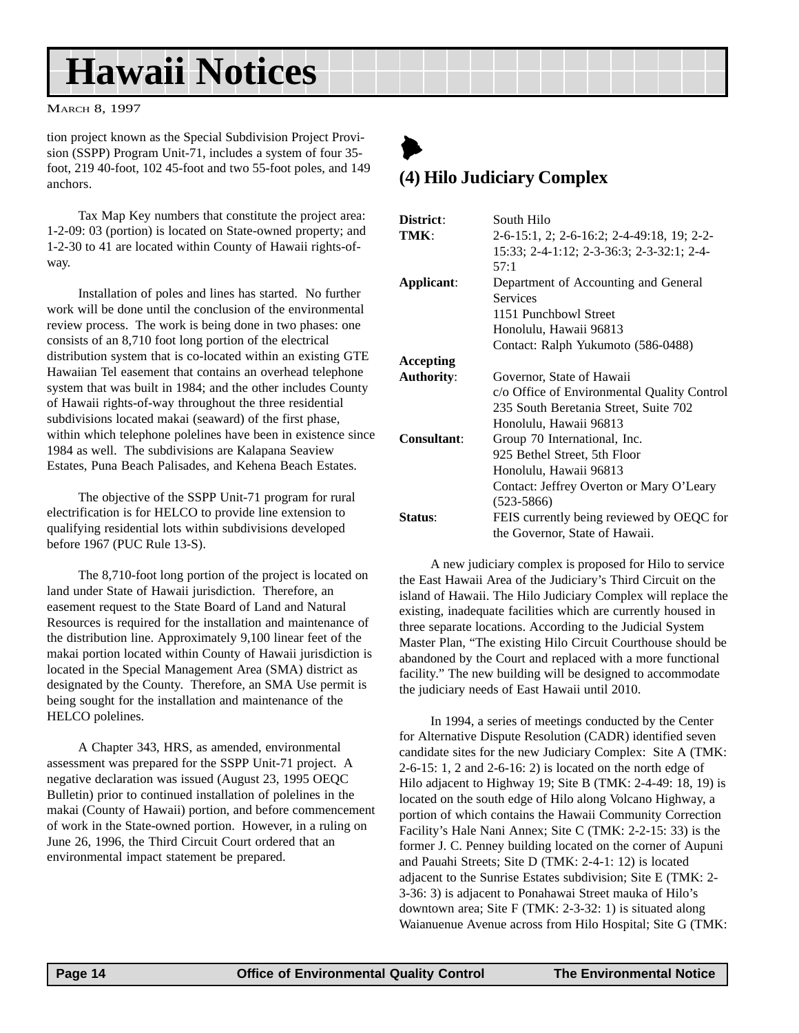tion project known as the Special Subdivision Project Provision (SSPP) Program Unit-71, includes a system of four 35-foot, 219 40-foot, 102 45-foot and two 55-foot poles, and 149 anchors.

Tax Map Key numbers that constitute the project area: 1-2-09: 03 (portion) is located on State-owned property; and 1-2-30 to 41 are located within County of Hawaii rights-of-way.

Installation of poles and lines has started. No further work will be done until the conclusion of the environmental review process. The work is being done in two phases: one consists of an 8,710 foot long portion of the electrical distribution system that is co-located within an existing GTE Hawaiian Tel easement that contains an overhead telephone system that was built in 1984; and the other includes County of Hawaii rights-of-way throughout the three residential subdivisions located makai (seaward) of the first phase, within which telephone polelines have been in existence since 1984 as well. The subdivisions are Kalapana Seaview Estates, Puna Beach Palisades, and Kehena Beach Estates.

The objective of the SSPP Unit-71 program for rural electrification is for HELCO to provide line extension to qualifying residential lots within subdivisions developed before 1967 (PUC Rule 13-S).

The 8,710-foot long portion of the project is located on land under State of Hawaii jurisdiction. Therefore, an easement request to the State Board of Land and Natural Resources is required for the installation and maintenance of the distribution line. Approximately 9,100 linear feet of the makai portion located within County of Hawaii jurisdiction is located in the Special Management Area (SMA) district as designated by the County. Therefore, an SMA Use permit is being sought for the installation and maintenance of the HELCO polelines.

A Chapter 343, HRS, as amended, environmental assessment was prepared for the SSPP Unit-71 project. A negative declaration was issued (August 23, 1995 OEQC Bulletin) prior to continued installation of polelines in the makai (County of Hawaii) portion, and before commencement of work in the State-owned portion. However, in a ruling on June 26, 1996, the Third Circuit Court ordered that an environmental impact statement be prepared.

## (4) Hilo Judiciary Complex

**District**: South Hilo

**TMK**: 2-6-15:1, 2; 2-6-16:2; 2-4-49:18, 19; 2-2-15:33; 2-4-1:12; 2-3-36:3; 2-3-32:1; 2-4-57:1

**Applicant**: Department of Accounting and General Services
1151 Punchbowl Street
Honolulu, Hawaii 96813
Contact: Ralph Yukumoto (586-0488)

**Accepting Authority**: Governor, State of Hawaii
c/o Office of Environmental Quality Control
235 South Beretania Street, Suite 702
Honolulu, Hawaii 96813

**Consultant**: Group 70 International, Inc.
925 Bethel Street, 5th Floor
Honolulu, Hawaii 96813
Contact: Jeffrey Overton or Mary O'Leary (523-5866)

**Status**: FEIS currently being reviewed by OEQC for the Governor, State of Hawaii.

A new judiciary complex is proposed for Hilo to service the East Hawaii Area of the Judiciary's Third Circuit on the island of Hawaii. The Hilo Judiciary Complex will replace the existing, inadequate facilities which are currently housed in three separate locations. According to the Judicial System Master Plan, "The existing Hilo Circuit Courthouse should be abandoned by the Court and replaced with a more functional facility." The new building will be designed to accommodate the judiciary needs of East Hawaii until 2010.

In 1994, a series of meetings conducted by the Center for Alternative Dispute Resolution (CADR) identified seven candidate sites for the new Judiciary Complex: Site A (TMK: 2-6-15: 1, 2 and 2-6-16: 2) is located on the north edge of Hilo adjacent to Highway 19; Site B (TMK: 2-4-49: 18, 19) is located on the south edge of Hilo along Volcano Highway, a portion of which contains the Hawaii Community Correction Facility's Hale Nani Annex; Site C (TMK: 2-2-15: 33) is the former J. C. Penney building located on the corner of Aupuni and Pauahi Streets; Site D (TMK: 2-4-1: 12) is located adjacent to the Sunrise Estates subdivision; Site E (TMK: 2-3-36: 3) is adjacent to Ponahawai Street mauka of Hilo's downtown area; Site F (TMK: 2-3-32: 1) is situated along Waianuenue Avenue across from Hilo Hospital; Site G (TMK: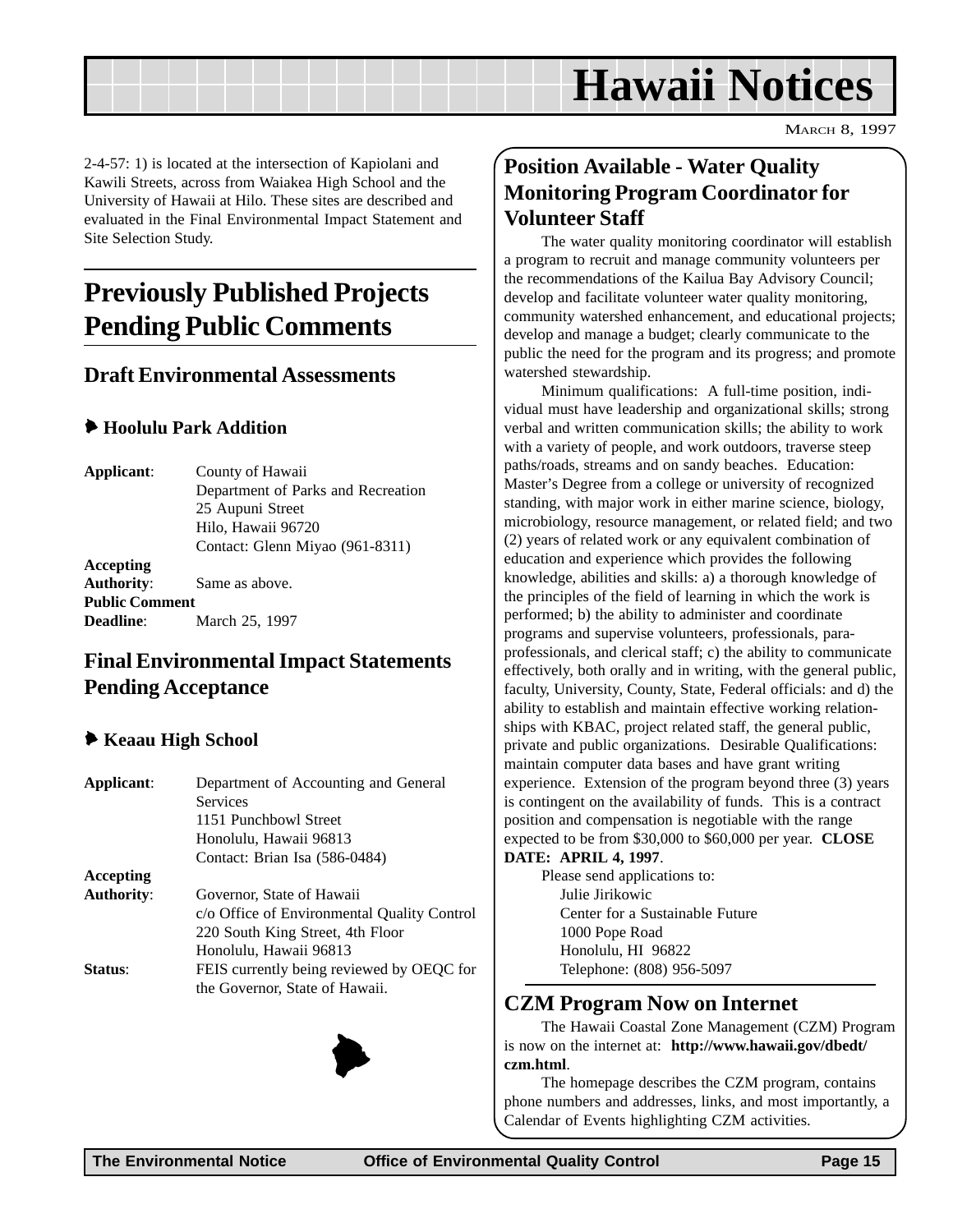2-4-57: 1) is located at the intersection of Kapiolani and Kawili Streets, across from Waiakea High School and the University of Hawaii at Hilo. These sites are described and evaluated in the Final Environmental Impact Statement and Site Selection Study.

# Previously Published Projects Pending Public Comments

## Draft Environmental Assessments

### Hoolulu Park Addition

**Applicant**: County of Hawaii
Department of Parks and Recreation
25 Aupuni Street
Hilo, Hawaii 96720
Contact: Glenn Miyao (961-8311)

**Accepting Authority**: Same as above.

**Public Comment Deadline**: March 25, 1997

## Final Environmental Impact Statements Pending Acceptance

### Keaau High School

**Applicant**: Department of Accounting and General Services
1151 Punchbowl Street
Honolulu, Hawaii 96813
Contact: Brian Isa (586-0484)

**Accepting Authority**: Governor, State of Hawaii
c/o Office of Environmental Quality Control
220 South King Street, 4th Floor
Honolulu, Hawaii 96813

**Status**: FEIS currently being reviewed by OEQC for the Governor, State of Hawaii.

## Position Available - Water Quality Monitoring Program Coordinator for Volunteer Staff

The water quality monitoring coordinator will establish a program to recruit and manage community volunteers per the recommendations of the Kailua Bay Advisory Council; develop and facilitate volunteer water quality monitoring, community watershed enhancement, and educational projects; develop and manage a budget; clearly communicate to the public the need for the program and its progress; and promote watershed stewardship.

Minimum qualifications: A full-time position, individual must have leadership and organizational skills; strong verbal and written communication skills; the ability to work with a variety of people, and work outdoors, traverse steep paths/roads, streams and on sandy beaches. Education: Master's Degree from a college or university of recognized standing, with major work in either marine science, biology, microbiology, resource management, or related field; and two (2) years of related work or any equivalent combination of education and experience which provides the following knowledge, abilities and skills: a) a thorough knowledge of the principles of the field of learning in which the work is performed; b) the ability to administer and coordinate programs and supervise volunteers, professionals, paraprofessionals, and clerical staff; c) the ability to communicate effectively, both orally and in writing, with the general public, faculty, University, County, State, Federal officials: and d) the ability to establish and maintain effective working relationships with KBAC, project related staff, the general public, private and public organizations. Desirable Qualifications: maintain computer data bases and have grant writing experience. Extension of the program beyond three (3) years is contingent on the availability of funds. This is a contract position and compensation is negotiable with the range expected to be from $30,000 to $60,000 per year. **CLOSE DATE: APRIL 4, 1997**.

Please send applications to:
Julie Jirikowic
Center for a Sustainable Future
1000 Pope Road
Honolulu, HI 96822
Telephone: (808) 956-5097

## CZM Program Now on Internet

The Hawaii Coastal Zone Management (CZM) Program is now on the internet at: **http://www.hawaii.gov/dbedt/czm.html**.

The homepage describes the CZM program, contains phone numbers and addresses, links, and most importantly, a Calendar of Events highlighting CZM activities.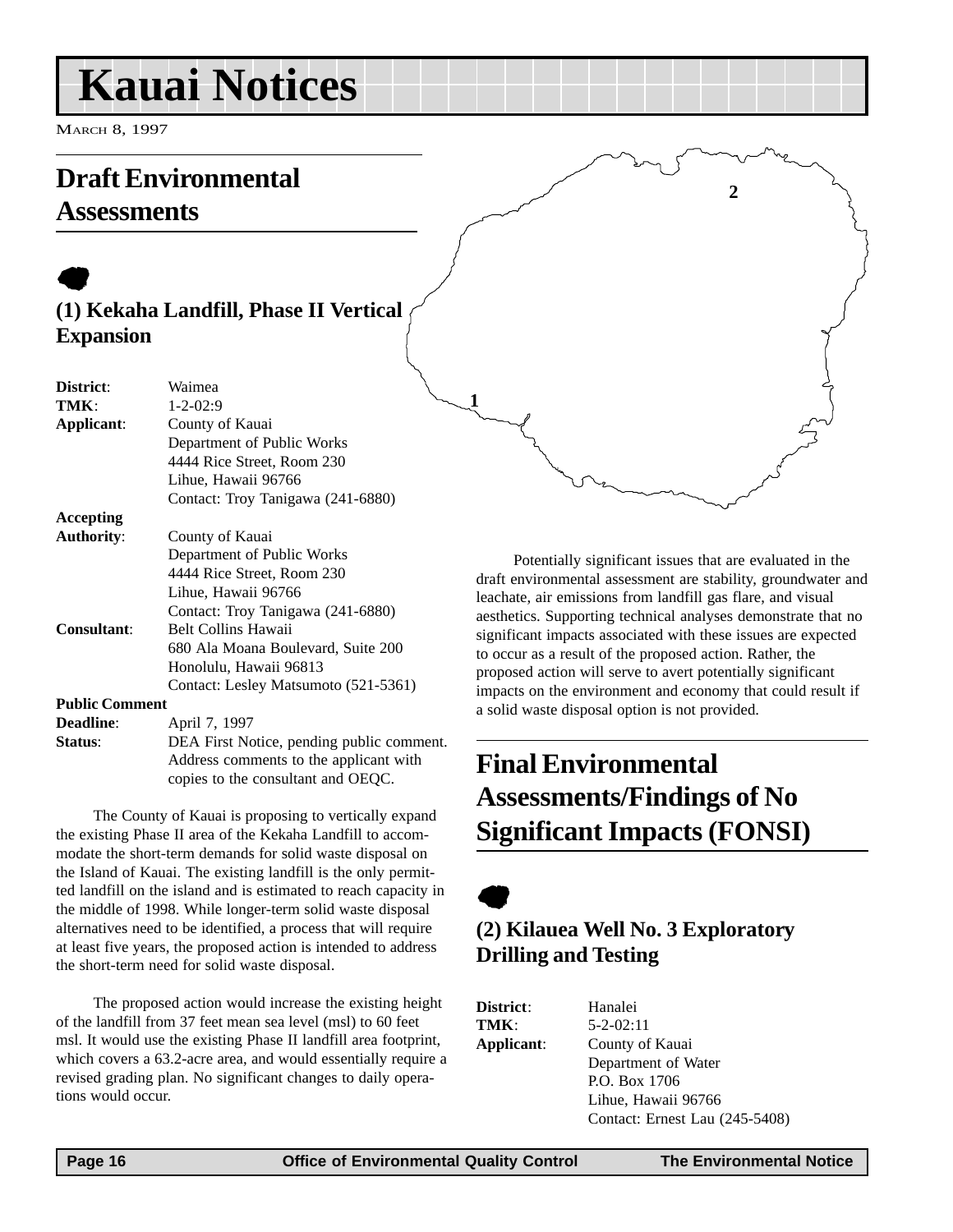# Kauai Notices

MARCH 8, 1997

## Draft Environmental Assessments

### (1) Kekaha Landfill, Phase II Vertical Expansion

**District**: Waimea
**TMK**: 1-2-02:9
**Applicant**: County of Kauai
Department of Public Works
4444 Rice Street, Room 230
Lihue, Hawaii 96766
Contact: Troy Tanigawa (241-6880)

**Accepting Authority**: County of Kauai
Department of Public Works
4444 Rice Street, Room 230
Lihue, Hawaii 96766
Contact: Troy Tanigawa (241-6880)

**Consultant**: Belt Collins Hawaii
680 Ala Moana Boulevard, Suite 200
Honolulu, Hawaii 96813
Contact: Lesley Matsumoto (521-5361)

**Public Comment Deadline**: April 7, 1997

**Status**: DEA First Notice, pending public comment. Address comments to the applicant with copies to the consultant and OEQC.

The County of Kauai is proposing to vertically expand the existing Phase II area of the Kekaha Landfill to accommodate the short-term demands for solid waste disposal on the Island of Kauai. The existing landfill is the only permitted landfill on the island and is estimated to reach capacity in the middle of 1998. While longer-term solid waste disposal alternatives need to be identified, a process that will require at least five years, the proposed action is intended to address the short-term need for solid waste disposal.

The proposed action would increase the existing height of the landfill from 37 feet mean sea level (msl) to 60 feet msl. It would use the existing Phase II landfill area footprint, which covers a 63.2-acre area, and would essentially require a revised grading plan. No significant changes to daily operations would occur.

Potentially significant issues that are evaluated in the draft environmental assessment are stability, groundwater and leachate, air emissions from landfill gas flare, and visual aesthetics. Supporting technical analyses demonstrate that no significant impacts associated with these issues are expected to occur as a result of the proposed action. Rather, the proposed action will serve to avert potentially significant impacts on the environment and economy that could result if a solid waste disposal option is not provided.

## Final Environmental Assessments/Findings of No Significant Impacts (FONSI)

### (2) Kilauea Well No. 3 Exploratory Drilling and Testing

**District**: Hanalei
**TMK**: 5-2-02:11
**Applicant**: County of Kauai
Department of Water
P.O. Box 1706
Lihue, Hawaii 96766
Contact: Ernest Lau (245-5408)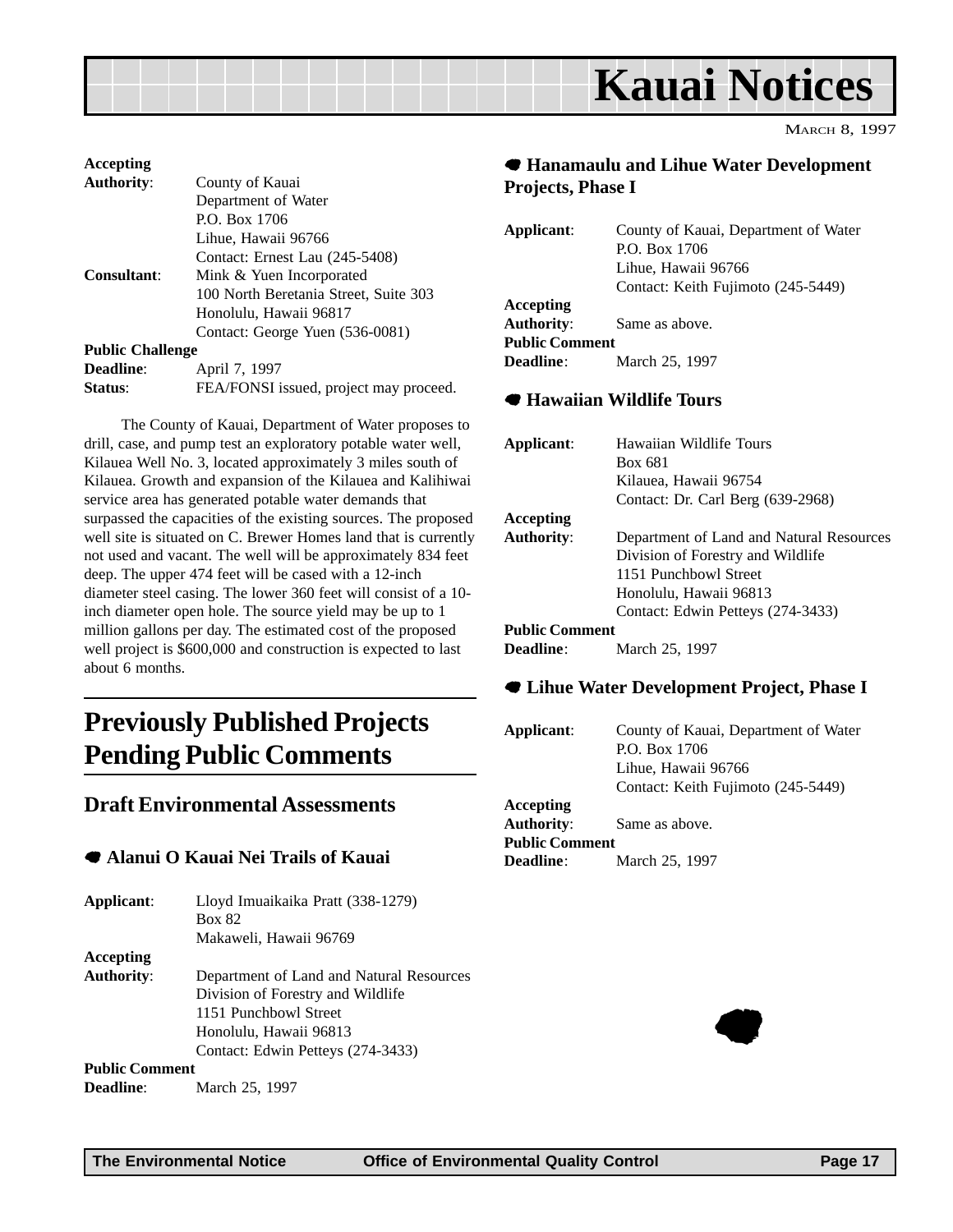# Kauai Notices

March 8, 1997

**Accepting Authority**: County of Kauai
Department of Water
P.O. Box 1706
Lihue, Hawaii 96766
Contact: Ernest Lau (245-5408)

**Consultant**: Mink & Yuen Incorporated
100 North Beretania Street, Suite 303
Honolulu, Hawaii 96817
Contact: George Yuen (536-0081)

**Public Challenge Deadline**: April 7, 1997

**Status**: FEA/FONSI issued, project may proceed.

The County of Kauai, Department of Water proposes to drill, case, and pump test an exploratory potable water well, Kilauea Well No. 3, located approximately 3 miles south of Kilauea. Growth and expansion of the Kilauea and Kalihiwai service area has generated potable water demands that surpassed the capacities of the existing sources. The proposed well site is situated on C. Brewer Homes land that is currently not used and vacant. The well will be approximately 834 feet deep. The upper 474 feet will be cased with a 12-inch diameter steel casing. The lower 360 feet will consist of a 10-inch diameter open hole. The source yield may be up to 1 million gallons per day. The estimated cost of the proposed well project is $600,000 and construction is expected to last about 6 months.

# Previously Published Projects Pending Public Comments

## Draft Environmental Assessments

### Alanui O Kauai Nei Trails of Kauai

**Applicant**: Lloyd Imuaikaika Pratt (338-1279)
Box 82
Makaweli, Hawaii 96769

**Accepting Authority**: Department of Land and Natural Resources
Division of Forestry and Wildlife
1151 Punchbowl Street
Honolulu, Hawaii 96813
Contact: Edwin Petteys (274-3433)

**Public Comment Deadline**: March 25, 1997

### Hanamaulu and Lihue Water Development Projects, Phase I

**Applicant**: County of Kauai, Department of Water
P.O. Box 1706
Lihue, Hawaii 96766
Contact: Keith Fujimoto (245-5449)

**Accepting Authority**: Same as above.

**Public Comment Deadline**: March 25, 1997

### Hawaiian Wildlife Tours

**Applicant**: Hawaiian Wildlife Tours
Box 681
Kilauea, Hawaii 96754
Contact: Dr. Carl Berg (639-2968)

**Accepting Authority**: Department of Land and Natural Resources
Division of Forestry and Wildlife
1151 Punchbowl Street
Honolulu, Hawaii 96813
Contact: Edwin Petteys (274-3433)

**Public Comment Deadline**: March 25, 1997

### Lihue Water Development Project, Phase I

**Applicant**: County of Kauai, Department of Water
P.O. Box 1706
Lihue, Hawaii 96766
Contact: Keith Fujimoto (245-5449)

**Accepting Authority**: Same as above.

**Public Comment Deadline**: March 25, 1997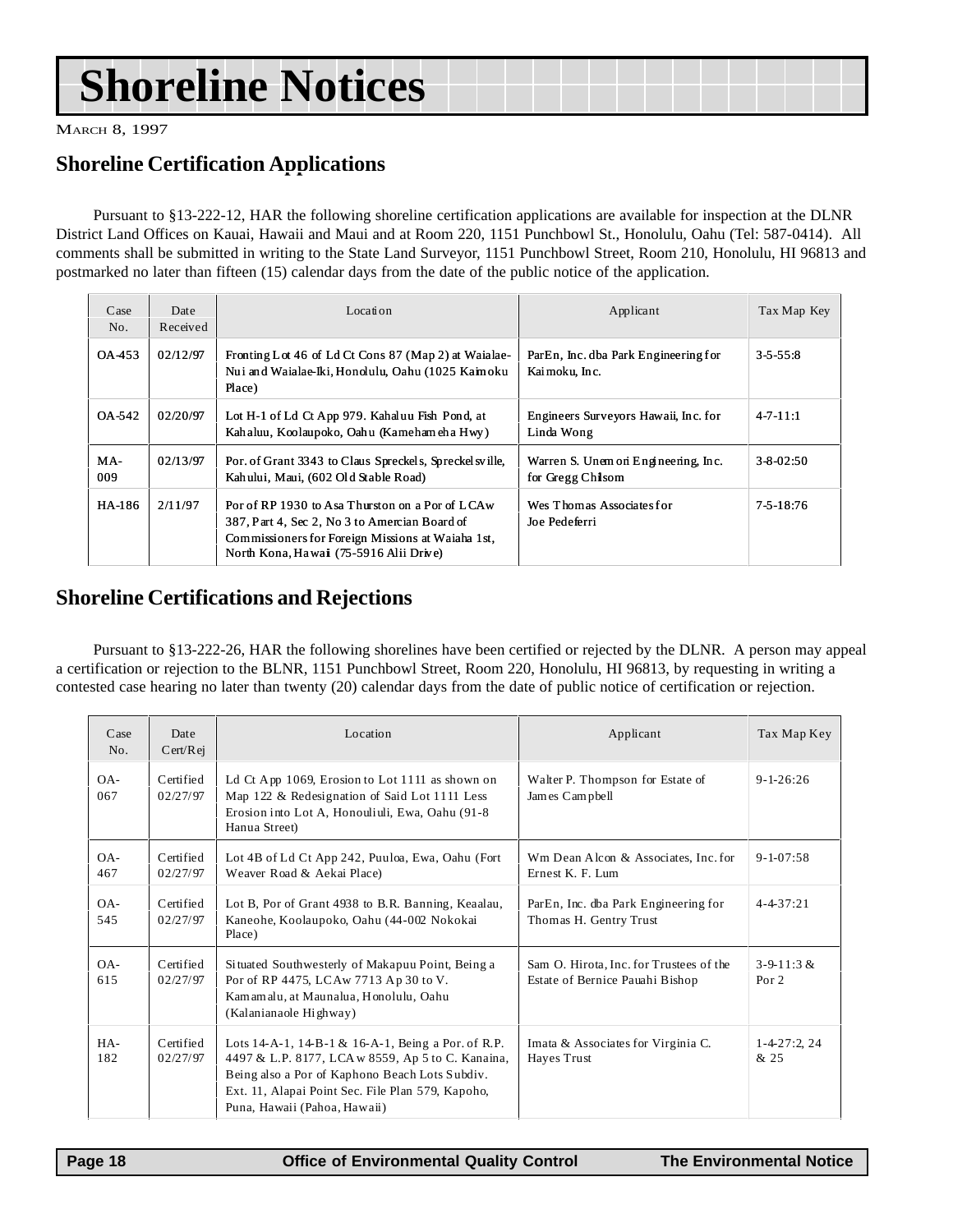# Shoreline Notices

March 8, 1997

## Shoreline Certification Applications

Pursuant to §13-222-12, HAR the following shoreline certification applications are available for inspection at the DLNR District Land Offices on Kauai, Hawaii and Maui and at Room 220, 1151 Punchbowl St., Honolulu, Oahu (Tel: 587-0414). All comments shall be submitted in writing to the State Land Surveyor, 1151 Punchbowl Street, Room 210, Honolulu, HI 96813 and postmarked no later than fifteen (15) calendar days from the date of the public notice of the application.

| Case No. | Date Received | Location | Applicant | Tax Map Key |
|---|---|---|---|---|
| OA-453 | 02/12/97 | Fronting Lot 46 of Ld Ct Cons 87 (Map 2) at Waialae-Nui and Waialae-Iki, Honolulu, Oahu (1025 Kaimoku Place) | ParEn, Inc. dba Park Engineering for Kaimoku, Inc. | 3-5-55:8 |
| OA-542 | 02/20/97 | Lot H-1 of Ld Ct App 979. Kahaluu Fish Pond, at Kahaluu, Koolaupoko, Oahu (Kamehameha Hwy) | Engineers Surveyors Hawaii, Inc. for Linda Wong | 4-7-11:1 |
| MA-009 | 02/13/97 | Por. of Grant 3343 to Claus Spreckels, Spreckelsville, Kahului, Maui, (602 Old Stable Road) | Warren S. Unemori Engineering, Inc. for Gregg Chilsom | 3-8-02:50 |
| HA-186 | 2/11/97 | Por of RP 1930 to Asa Thurston on a Por of LCAw 387, Part 4, Sec 2, No 3 to Amercian Board of Commissioners for Foreign Missions at Waiaha 1st, North Kona, Hawaii (75-5916 Alii Drive) | Wes Thomas Associates for Joe Pedeferri | 7-5-18:76 |

## Shoreline Certifications and Rejections

Pursuant to §13-222-26, HAR the following shorelines have been certified or rejected by the DLNR. A person may appeal a certification or rejection to the BLNR, 1151 Punchbowl Street, Room 220, Honolulu, HI 96813, by requesting in writing a contested case hearing no later than twenty (20) calendar days from the date of public notice of certification or rejection.

| Case No. | Date Cert/Rej | Location | Applicant | Tax Map Key |
|---|---|---|---|---|
| OA-067 | Certified 02/27/97 | Ld Ct App 1069, Erosion to Lot 1111 as shown on Map 122 & Redesignation of Said Lot 1111 Less Erosion into Lot A, Honouliuli, Ewa, Oahu (91-8 Hanua Street) | Walter P. Thompson for Estate of James Campbell | 9-1-26:26 |
| OA-467 | Certified 02/27/97 | Lot 4B of Ld Ct App 242, Puuloa, Ewa, Oahu (Fort Weaver Road & Aekai Place) | Wm Dean Alcon & Associates, Inc. for Ernest K. F. Lum | 9-1-07:58 |
| OA-545 | Certified 02/27/97 | Lot B, Por of Grant 4938 to B.R. Banning, Keaalau, Kaneohe, Koolaupoko, Oahu (44-002 Nokokai Place) | ParEn, Inc. dba Park Engineering for Thomas H. Gentry Trust | 4-4-37:21 |
| OA-615 | Certified 02/27/97 | Situated Southwesterly of Makapuu Point, Being a Por of RP 4475, LCAw 7713 Ap 30 to V. Kamamalu, at Maunalua, Honolulu, Oahu (Kalanianaole Highway) | Sam O. Hirota, Inc. for Trustees of the Estate of Bernice Pauahi Bishop | 3-9-11:3 & Por 2 |
| HA-182 | Certified 02/27/97 | Lots 14-A-1, 14-B-1 & 16-A-1, Being a Por. of R.P. 4497 & L.P. 8177, LCAw 8559, Ap 5 to C. Kanaina, Being also a Por of Kaphono Beach Lots Subdiv. Ext. 11, Alapai Point Sec. File Plan 579, Kapoho, Puna, Hawaii (Pahoa, Hawaii) | Imata & Associates for Virginia C. Hayes Trust | 1-4-27:2, 24 & 25 |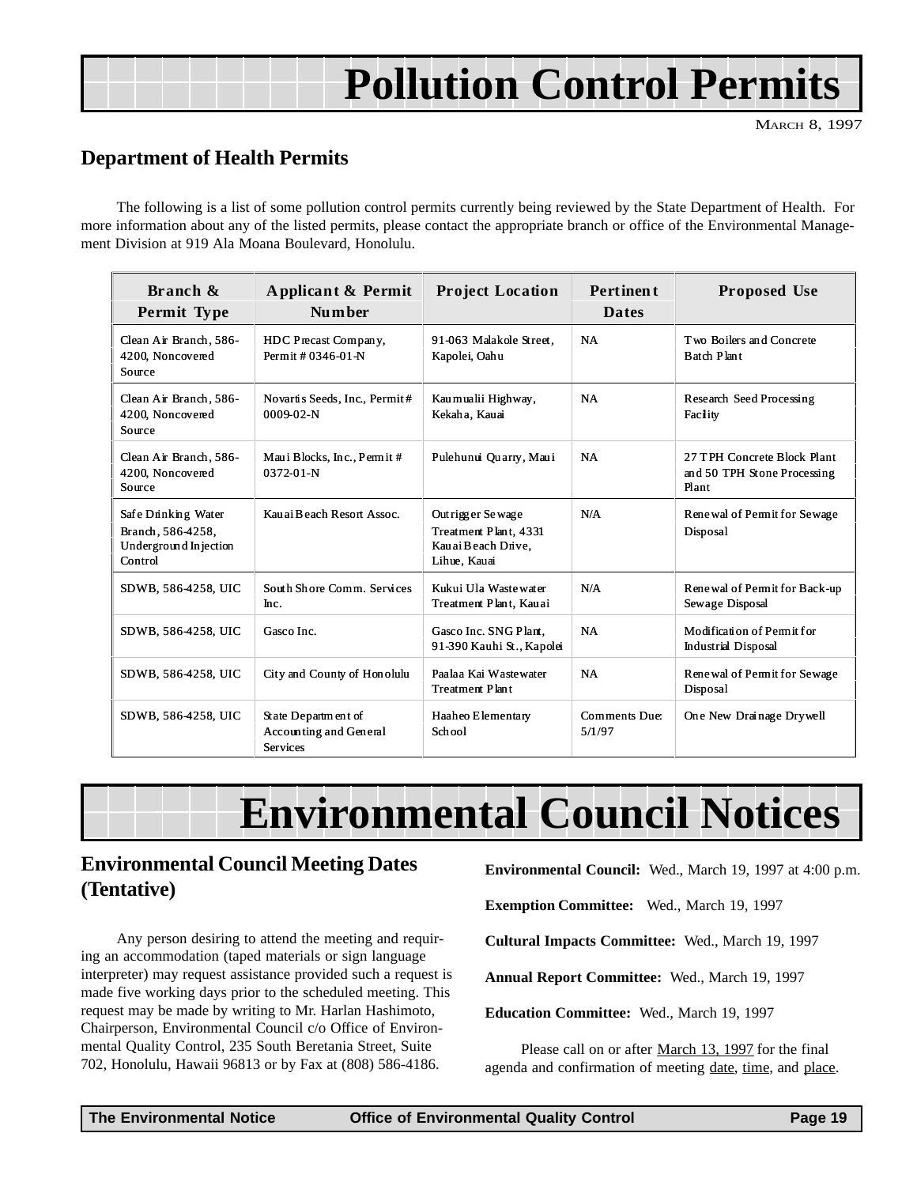# Pollution Control Permits

MARCH 8, 1997

## Department of Health Permits

The following is a list of some pollution control permits currently being reviewed by the State Department of Health. For more information about any of the listed permits, please contact the appropriate branch or office of the Environmental Management Division at 919 Ala Moana Boulevard, Honolulu.

| Branch & Permit Type | Applicant & Permit Number | Project Location | Pertinent Dates | Proposed Use |
|---|---|---|---|---|
| Clean Air Branch, 586-4200, Noncovered Source | HDC Precast Company, Permit # 0346-01-N | 91-063 Malakole Street, Kapolei, Oahu | NA | Two Boilers and Concrete Batch Plant |
| Clean Air Branch, 586-4200, Noncovered Source | Novartis Seeds, Inc., Permit # 0009-02-N | Kaumualii Highway, Kekaha, Kauai | NA | Research Seed Processing Facility |
| Clean Air Branch, 586-4200, Noncovered Source | Maui Blocks, Inc., Permit # 0372-01-N | Pulehunui Quarry, Maui | NA | 27 TPH Concrete Block Plant and 50 TPH Stone Processing Plant |
| Safe Drinking Water Branch, 586-4258, Underground Injection Control | Kauai Beach Resort Assoc. | Outrigger Sewage Treatment Plant, 4331 Kauai Beach Drive, Lihue, Kauai | N/A | Renewal of Permit for Sewage Disposal |
| SDWB, 586-4258, UIC | South Shore Comm. Services Inc. | Kukui Ula Wastewater Treatment Plant, Kauai | N/A | Renewal of Permit for Back-up Sewage Disposal |
| SDWB, 586-4258, UIC | Gasco Inc. | Gasco Inc. SNG Plant, 91-390 Kauhi St., Kapolei | NA | Modification of Permit for Industrial Disposal |
| SDWB, 586-4258, UIC | City and County of Honolulu | Paalaa Kai Wastewater Treatment Plant | NA | Renewal of Permit for Sewage Disposal |
| SDWB, 586-4258, UIC | State Department of Accounting and General Services | Haaheo Elementary School | Comments Due: 5/1/97 | One New Drainage Drywell |

# Environmental Council Notices

## Environmental Council Meeting Dates (Tentative)

Any person desiring to attend the meeting and requiring an accommodation (taped materials or sign language interpreter) may request assistance provided such a request is made five working days prior to the scheduled meeting. This request may be made by writing to Mr. Harlan Hashimoto, Chairperson, Environmental Council c/o Office of Environmental Quality Control, 235 South Beretania Street, Suite 702, Honolulu, Hawaii 96813 or by Fax at (808) 586-4186.

**Environmental Council:** Wed., March 19, 1997 at 4:00 p.m.

**Exemption Committee:** Wed., March 19, 1997

**Cultural Impacts Committee:** Wed., March 19, 1997

**Annual Report Committee:** Wed., March 19, 1997

**Education Committee:** Wed., March 19, 1997

Please call on or after March 13, 1997 for the final agenda and confirmation of meeting date, time, and place.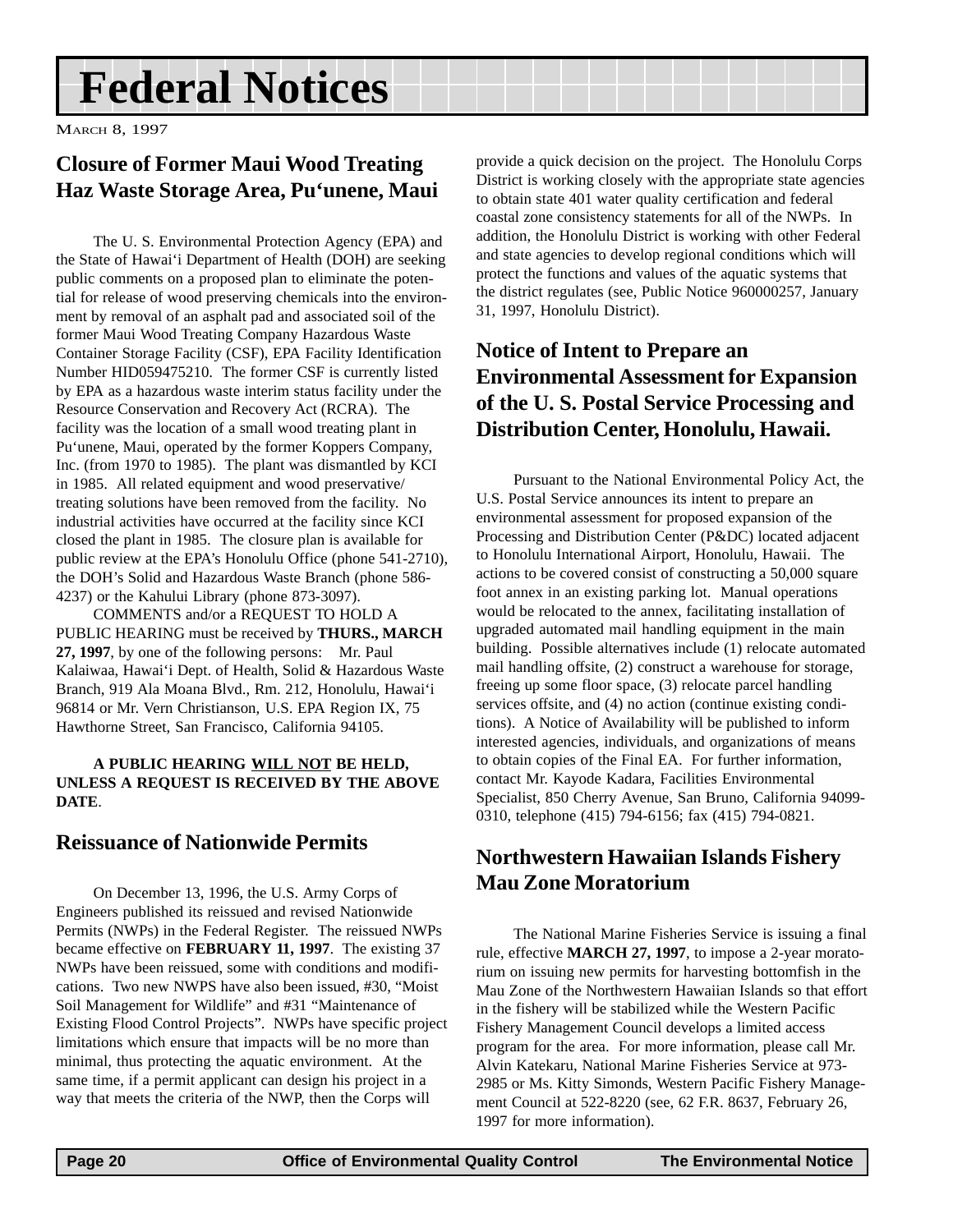# Federal Notices

March 8, 1997

## Closure of Former Maui Wood Treating Haz Waste Storage Area, Pu'unene, Maui

The U. S. Environmental Protection Agency (EPA) and the State of Hawai'i Department of Health (DOH) are seeking public comments on a proposed plan to eliminate the potential for release of wood preserving chemicals into the environment by removal of an asphalt pad and associated soil of the former Maui Wood Treating Company Hazardous Waste Container Storage Facility (CSF), EPA Facility Identification Number HID059475210. The former CSF is currently listed by EPA as a hazardous waste interim status facility under the Resource Conservation and Recovery Act (RCRA). The facility was the location of a small wood treating plant in Pu'unene, Maui, operated by the former Koppers Company, Inc. (from 1970 to 1985). The plant was dismantled by KCI in 1985. All related equipment and wood preservative/treating solutions have been removed from the facility. No industrial activities have occurred at the facility since KCI closed the plant in 1985. The closure plan is available for public review at the EPA's Honolulu Office (phone 541-2710), the DOH's Solid and Hazardous Waste Branch (phone 586-4237) or the Kahului Library (phone 873-3097).

COMMENTS and/or a REQUEST TO HOLD A PUBLIC HEARING must be received by **THURS., MARCH 27, 1997**, by one of the following persons: Mr. Paul Kalaiwaa, Hawai'i Dept. of Health, Solid & Hazardous Waste Branch, 919 Ala Moana Blvd., Rm. 212, Honolulu, Hawai'i 96814 or Mr. Vern Christianson, U.S. EPA Region IX, 75 Hawthorne Street, San Francisco, California 94105.

**A PUBLIC HEARING WILL NOT BE HELD, UNLESS A REQUEST IS RECEIVED BY THE ABOVE DATE**.

## Reissuance of Nationwide Permits

On December 13, 1996, the U.S. Army Corps of Engineers published its reissued and revised Nationwide Permits (NWPs) in the Federal Register. The reissued NWPs became effective on **FEBRUARY 11, 1997**. The existing 37 NWPs have been reissued, some with conditions and modifications. Two new NWPS have also been issued, #30, "Moist Soil Management for Wildlife" and #31 "Maintenance of Existing Flood Control Projects". NWPs have specific project limitations which ensure that impacts will be no more than minimal, thus protecting the aquatic environment. At the same time, if a permit applicant can design his project in a way that meets the criteria of the NWP, then the Corps will provide a quick decision on the project. The Honolulu Corps District is working closely with the appropriate state agencies to obtain state 401 water quality certification and federal coastal zone consistency statements for all of the NWPs. In addition, the Honolulu District is working with other Federal and state agencies to develop regional conditions which will protect the functions and values of the aquatic systems that the district regulates (see, Public Notice 960000257, January 31, 1997, Honolulu District).

## Notice of Intent to Prepare an Environmental Assessment for Expansion of the U. S. Postal Service Processing and Distribution Center, Honolulu, Hawaii.

Pursuant to the National Environmental Policy Act, the U.S. Postal Service announces its intent to prepare an environmental assessment for proposed expansion of the Processing and Distribution Center (P&DC) located adjacent to Honolulu International Airport, Honolulu, Hawaii. The actions to be covered consist of constructing a 50,000 square foot annex in an existing parking lot. Manual operations would be relocated to the annex, facilitating installation of upgraded automated mail handling equipment in the main building. Possible alternatives include (1) relocate automated mail handling offsite, (2) construct a warehouse for storage, freeing up some floor space, (3) relocate parcel handling services offsite, and (4) no action (continue existing conditions). A Notice of Availability will be published to inform interested agencies, individuals, and organizations of means to obtain copies of the Final EA. For further information, contact Mr. Kayode Kadara, Facilities Environmental Specialist, 850 Cherry Avenue, San Bruno, California 94099-0310, telephone (415) 794-6156; fax (415) 794-0821.

## Northwestern Hawaiian Islands Fishery Mau Zone Moratorium

The National Marine Fisheries Service is issuing a final rule, effective **MARCH 27, 1997**, to impose a 2-year moratorium on issuing new permits for harvesting bottomfish in the Mau Zone of the Northwestern Hawaiian Islands so that effort in the fishery will be stabilized while the Western Pacific Fishery Management Council develops a limited access program for the area. For more information, please call Mr. Alvin Katekaru, National Marine Fisheries Service at 973-2985 or Ms. Kitty Simonds, Western Pacific Fishery Management Council at 522-8220 (see, 62 F.R. 8637, February 26, 1997 for more information).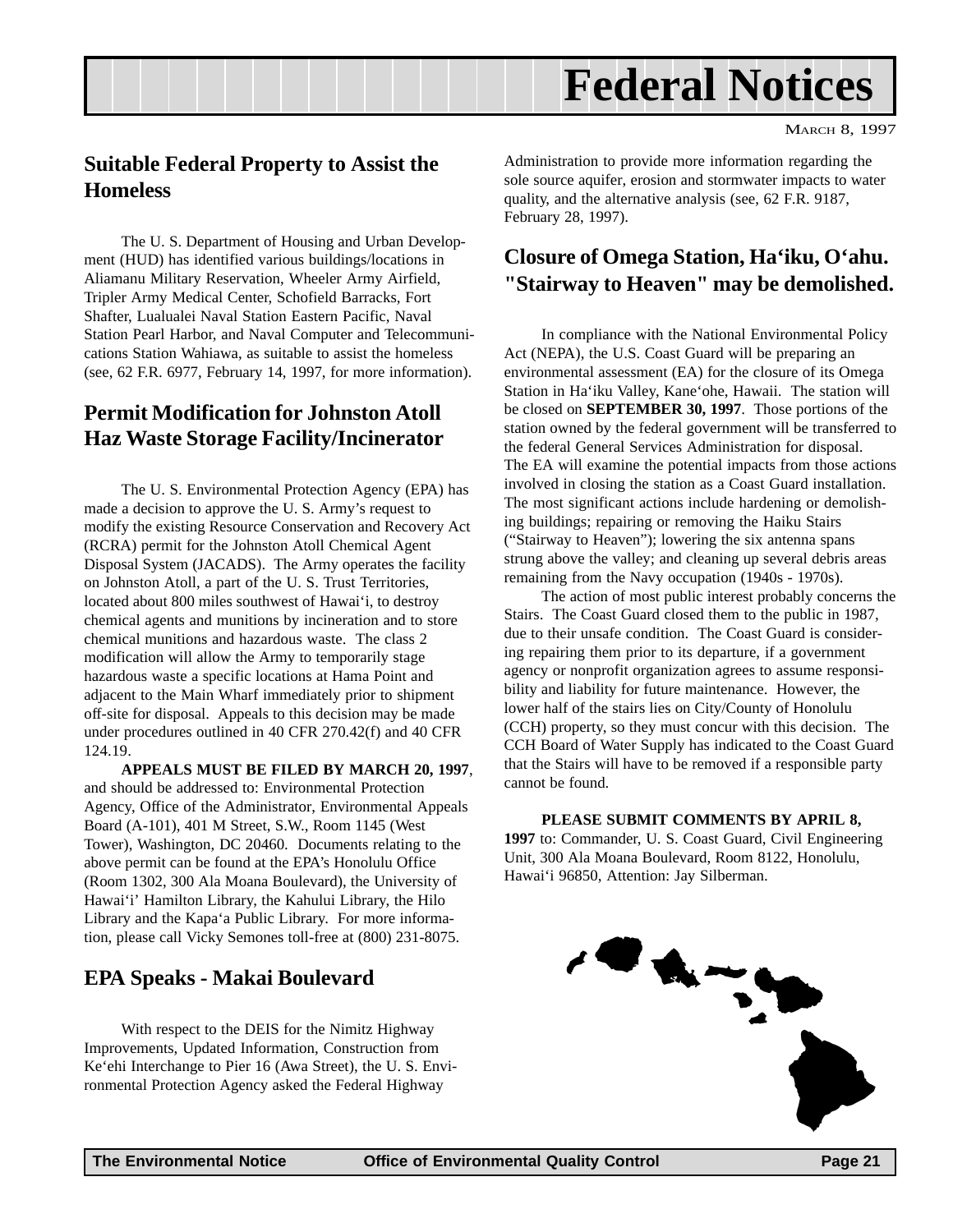# Federal Notices

MARCH 8, 1997

## Suitable Federal Property to Assist the Homeless

The U. S. Department of Housing and Urban Development (HUD) has identified various buildings/locations in Aliamanu Military Reservation, Wheeler Army Airfield, Tripler Army Medical Center, Schofield Barracks, Fort Shafter, Lualualei Naval Station Eastern Pacific, Naval Station Pearl Harbor, and Naval Computer and Telecommunications Station Wahiawa, as suitable to assist the homeless (see, 62 F.R. 6977, February 14, 1997, for more information).

## Permit Modification for Johnston Atoll Haz Waste Storage Facility/Incinerator

The U. S. Environmental Protection Agency (EPA) has made a decision to approve the U. S. Army's request to modify the existing Resource Conservation and Recovery Act (RCRA) permit for the Johnston Atoll Chemical Agent Disposal System (JACADS). The Army operates the facility on Johnston Atoll, a part of the U. S. Trust Territories, located about 800 miles southwest of Hawai'i, to destroy chemical agents and munitions by incineration and to store chemical munitions and hazardous waste. The class 2 modification will allow the Army to temporarily stage hazardous waste a specific locations at Hama Point and adjacent to the Main Wharf immediately prior to shipment off-site for disposal. Appeals to this decision may be made under procedures outlined in 40 CFR 270.42(f) and 40 CFR 124.19.

**APPEALS MUST BE FILED BY MARCH 20, 1997**, and should be addressed to: Environmental Protection Agency, Office of the Administrator, Environmental Appeals Board (A-101), 401 M Street, S.W., Room 1145 (West Tower), Washington, DC 20460. Documents relating to the above permit can be found at the EPA's Honolulu Office (Room 1302, 300 Ala Moana Boulevard), the University of Hawai'i' Hamilton Library, the Kahului Library, the Hilo Library and the Kapa'a Public Library. For more information, please call Vicky Semones toll-free at (800) 231-8075.

## EPA Speaks - Makai Boulevard

With respect to the DEIS for the Nimitz Highway Improvements, Updated Information, Construction from Ke'ehi Interchange to Pier 16 (Awa Street), the U. S. Environmental Protection Agency asked the Federal Highway Administration to provide more information regarding the sole source aquifer, erosion and stormwater impacts to water quality, and the alternative analysis (see, 62 F.R. 9187, February 28, 1997).

## Closure of Omega Station, Ha'iku, O'ahu. "Stairway to Heaven" may be demolished.

In compliance with the National Environmental Policy Act (NEPA), the U.S. Coast Guard will be preparing an environmental assessment (EA) for the closure of its Omega Station in Ha'iku Valley, Kane'ohe, Hawaii. The station will be closed on **SEPTEMBER 30, 1997**. Those portions of the station owned by the federal government will be transferred to the federal General Services Administration for disposal. The EA will examine the potential impacts from those actions involved in closing the station as a Coast Guard installation. The most significant actions include hardening or demolishing buildings; repairing or removing the Haiku Stairs ("Stairway to Heaven"); lowering the six antenna spans strung above the valley; and cleaning up several debris areas remaining from the Navy occupation (1940s - 1970s).

The action of most public interest probably concerns the Stairs. The Coast Guard closed them to the public in 1987, due to their unsafe condition. The Coast Guard is considering repairing them prior to its departure, if a government agency or nonprofit organization agrees to assume responsibility and liability for future maintenance. However, the lower half of the stairs lies on City/County of Honolulu (CCH) property, so they must concur with this decision. The CCH Board of Water Supply has indicated to the Coast Guard that the Stairs will have to be removed if a responsible party cannot be found.

**PLEASE SUBMIT COMMENTS BY APRIL 8, 1997** to: Commander, U. S. Coast Guard, Civil Engineering Unit, 300 Ala Moana Boulevard, Room 8122, Honolulu, Hawai'i 96850, Attention: Jay Silberman.